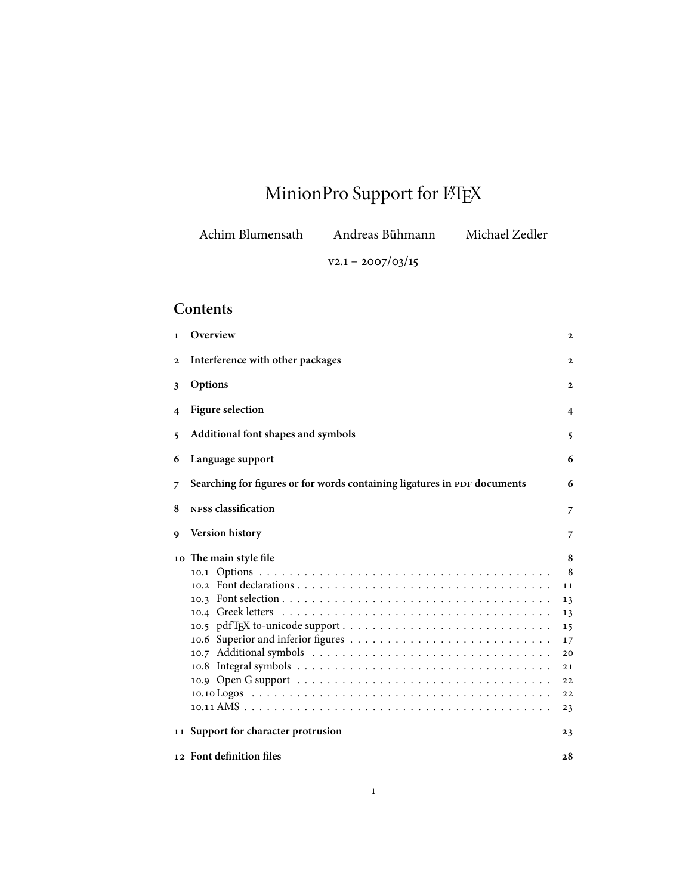# MinionPro Support for LaTeX

Achim Blumensath    Andreas Bühmann    Michael Zedler

v2.1 – 2007/03/15

## Contents

| | | |
|---|---|---|
| 1 | **Overview** | **2** |
| 2 | **Interference with other packages** | **2** |
| 3 | **Options** | **2** |
| 4 | **Figure selection** | **4** |
| 5 | **Additional font shapes and symbols** | **5** |
| 6 | **Language support** | **6** |
| 7 | **Searching for figures or for words containing ligatures in PDF documents** | **6** |
| 8 | **NFSS classification** | **7** |
| 9 | **Version history** | **7** |
| 10 | **The main style file** | **8** |
| | 10.1 Options | 8 |
| | 10.2 Font declarations | 11 |
| | 10.3 Font selection | 13 |
| | 10.4 Greek letters | 13 |
| | 10.5 pdfTeX to-unicode support | 15 |
| | 10.6 Superior and inferior figures | 17 |
| | 10.7 Additional symbols | 20 |
| | 10.8 Integral symbols | 21 |
| | 10.9 Open G support | 22 |
| | 10.10 Logos | 22 |
| | 10.11 AMS | 23 |
| 11 | **Support for character protrusion** | **23** |
| 12 | **Font definition files** | **28** |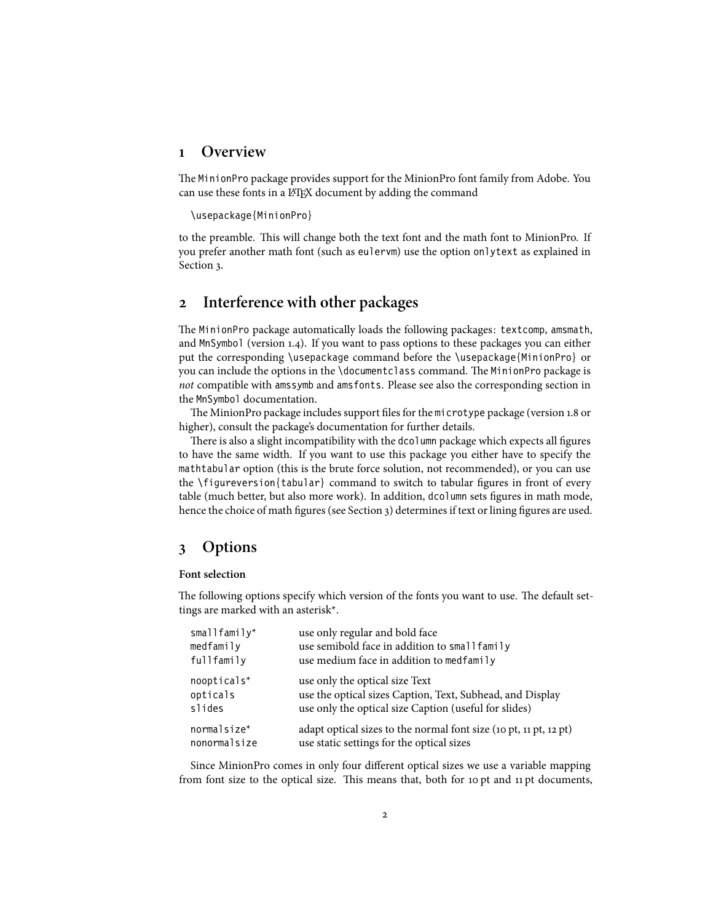# 1 Overview

The `MinionPro` package provides support for the MinionPro font family from Adobe. You can use these fonts in a LaTeX document by adding the command

```
\usepackage{MinionPro}
```

to the preamble. This will change both the text font and the math font to MinionPro. If you prefer another math font (such as `eulervm`) use the option `onlytext` as explained in Section 3.

# 2 Interference with other packages

The `MinionPro` package automatically loads the following packages: `textcomp`, `amsmath`, and `MnSymbol` (version 1.4). If you want to pass options to these packages you can either put the corresponding `\usepackage` command before the `\usepackage{MinionPro}` or you can include the options in the `\documentclass` command. The `MinionPro` package is *not* compatible with `amssymb` and `amsfonts`. Please see also the corresponding section in the `MnSymbol` documentation.

The MinionPro package includes support files for the `microtype` package (version 1.8 or higher), consult the package's documentation for further details.

There is also a slight incompatibility with the `dcolumn` package which expects all figures to have the same width. If you want to use this package you either have to specify the `mathtabular` option (this is the brute force solution, not recommended), or you can use the `\figureversion{tabular}` command to switch to tabular figures in front of every table (much better, but also more work). In addition, `dcolumn` sets figures in math mode, hence the choice of math figures (see Section 3) determines if text or lining figures are used.

# 3 Options

### Font selection

The following options specify which version of the fonts you want to use. The default settings are marked with an asterisk*.

| | |
|---|---|
| `smallfamily*` | use only regular and bold face |
| `medfamily` | use semibold face in addition to `smallfamily` |
| `fullfamily` | use medium face in addition to `medfamily` |
| `noopticals*` | use only the optical size Text |
| `opticals` | use the optical sizes Caption, Text, Subhead, and Display |
| `slides` | use only the optical size Caption (useful for slides) |
| `normalsize*` | adapt optical sizes to the normal font size (10 pt, 11 pt, 12 pt) |
| `nonormalsize` | use static settings for the optical sizes |

Since MinionPro comes in only four different optical sizes we use a variable mapping from font size to the optical size. This means that, both for 10 pt and 11 pt documents,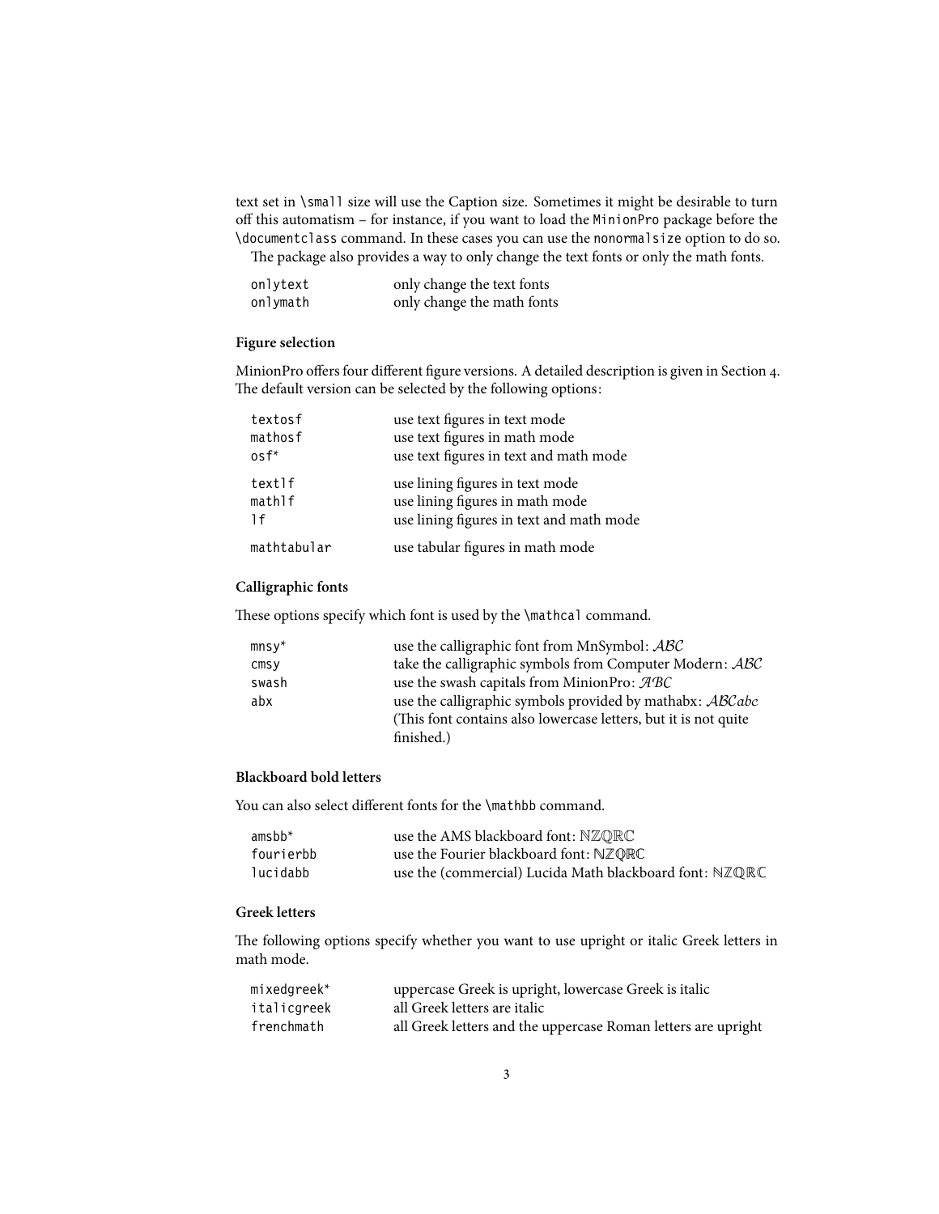text set in `\small` size will use the Caption size. Sometimes it might be desirable to turn off this automatism – for instance, if you want to load the `MinionPro` package before the `\documentclass` command. In these cases you can use the `nonormalsize` option to do so.

The package also provides a way to only change the text fonts or only the math fonts.

| | |
|---|---|
| `onlytext` | only change the text fonts |
| `onlymath` | only change the math fonts |

**Figure selection**

MinionPro offers four different figure versions. A detailed description is given in Section 4. The default version can be selected by the following options:

| | |
|---|---|
| `textosf` | use text figures in text mode |
| `mathosf` | use text figures in math mode |
| `osf*` | use text figures in text and math mode |
| `textlf` | use lining figures in text mode |
| `mathlf` | use lining figures in math mode |
| `lf` | use lining figures in text and math mode |
| `mathtabular` | use tabular figures in math mode |

**Calligraphic fonts**

These options specify which font is used by the `\mathcal` command.

| | |
|---|---|
| `mnsy*` | use the calligraphic font from MnSymbol: $\mathcal{ABC}$ |
| `cmsy` | take the calligraphic symbols from Computer Modern: $\mathcal{ABC}$ |
| `swash` | use the swash capitals from MinionPro: $\mathcal{ABC}$ |
| `abx` | use the calligraphic symbols provided by mathabx: $\mathcal{ABC}abc$ (This font contains also lowercase letters, but it is not quite finished.) |

**Blackboard bold letters**

You can also select different fonts for the `\mathbb` command.

| | |
|---|---|
| `amsbb*` | use the AMS blackboard font: $\mathbb{NZQRC}$ |
| `fourierbb` | use the Fourier blackboard font: $\mathbb{NZQRC}$ |
| `lucidabb` | use the (commercial) Lucida Math blackboard font: $\mathbb{NZQRC}$ |

**Greek letters**

The following options specify whether you want to use upright or italic Greek letters in math mode.

| | |
|---|---|
| `mixedgreek*` | uppercase Greek is upright, lowercase Greek is italic |
| `italicgreek` | all Greek letters are italic |
| `frenchmath` | all Greek letters and the uppercase Roman letters are upright |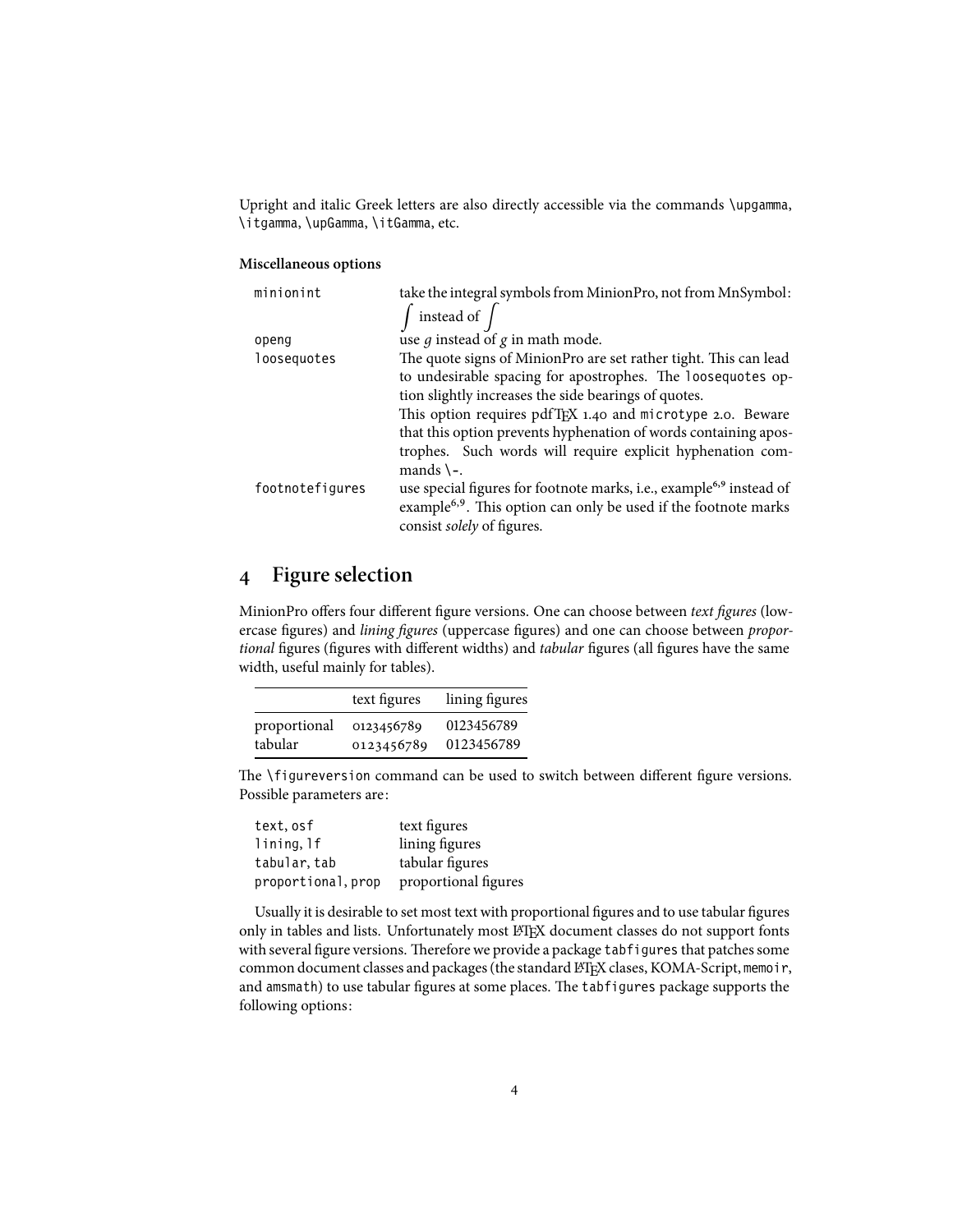Upright and italic Greek letters are also directly accessible via the commands `\upgamma`, `\itgamma`, `\upGamma`, `\itGamma`, etc.

**Miscellaneous options**

| | |
|---|---|
| `minionint` | take the integral symbols from MinionPro, not from MnSymbol: $\int$ instead of $\int$ |
| `openg` | use $g$ instead of $g$ in math mode. |
| `loosequotes` | The quote signs of MinionPro are set rather tight. This can lead to undesirable spacing for apostrophes. The `loosequotes` option slightly increases the side bearings of quotes. This option requires pdfTEX 1.40 and `microtype` 2.0. Beware that this option prevents hyphenation of words containing apostrophes. Such words will require explicit hyphenation commands `\-`. |
| `footnotefigures` | use special figures for footnote marks, i.e., example[6,9] instead of example[6,9]. This option can only be used if the footnote marks consist *solely* of figures. |

## 4 Figure selection

MinionPro offers four different figure versions. One can choose between *text figures* (lowercase figures) and *lining figures* (uppercase figures) and one can choose between *proportional* figures (figures with different widths) and *tabular* figures (all figures have the same width, useful mainly for tables).

| | text figures | lining figures |
|---|---|---|
| proportional | 0123456789 | 0123456789 |
| tabular | 0123456789 | 0123456789 |

The `\figureversion` command can be used to switch between different figure versions. Possible parameters are:

| | |
|---|---|
| `text`, `osf` | text figures |
| `lining`, `lf` | lining figures |
| `tabular`, `tab` | tabular figures |
| `proportional`, `prop` | proportional figures |

Usually it is desirable to set most text with proportional figures and to use tabular figures only in tables and lists. Unfortunately most LATEX document classes do not support fonts with several figure versions. Therefore we provide a package `tabfigures` that patches some common document classes and packages (the standard LATEX clases, KOMA-Script, `memoir`, and `amsmath`) to use tabular figures at some places. The `tabfigures` package supports the following options: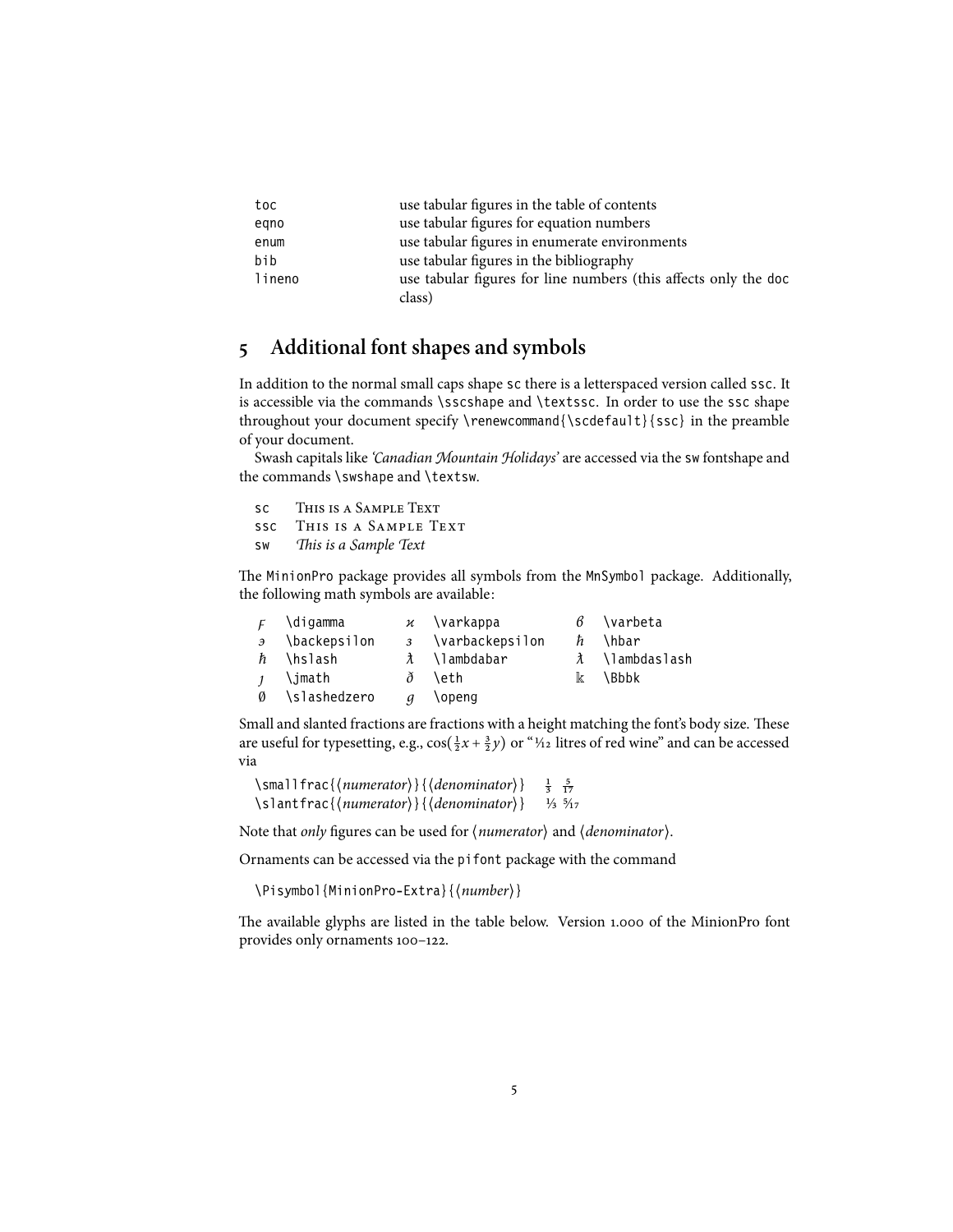| | |
|---|---|
| `toc` | use tabular figures in the table of contents |
| `eqno` | use tabular figures for equation numbers |
| `enum` | use tabular figures in enumerate environments |
| `bib` | use tabular figures in the bibliography |
| `lineno` | use tabular figures for line numbers (this affects only the `doc` class) |

## 5 Additional font shapes and symbols

In addition to the normal small caps shape `sc` there is a letterspaced version called `ssc`. It is accessible via the commands `\sscshape` and `\textssc`. In order to use the `ssc` shape throughout your document specify `\renewcommand{\scdefault}{ssc}` in the preamble of your document.

Swash capitals like *'Canadian Mountain Holidays'* are accessed via the `sw` fontshape and the commands `\swshape` and `\textsw`.

| | |
|---|---|
| `sc` | THIS IS A SAMPLE TEXT |
| `ssc` | T H I S  I S  A  S A M P L E  T E X T |
| `sw` | *This is a Sample Text* |

The `MinionPro` package provides all symbols from the `MnSymbol` package. Additionally, the following math symbols are available:

| | | | | | |
|---|---|---|---|---|---|
| ϝ | `\digamma` | ϰ | `\varkappa` | ϐ | `\varbeta` |
| ϶ | `\backepsilon` | ɜ | `\varbackepsilon` | ℏ | `\hbar` |
| ℏ | `\hslash` | ƛ | `\lambdabar` | ƛ | `\lambdaslash` |
| ȷ | `\jmath` | ð | `\eth` | 𝕜 | `\Bbbk` |
| ∅ | `\slashedzero` | ŋ | `\openg` | | |

Small and slanted fractions are fractions with a height matching the font's body size. These are useful for typesetting, e.g., $\cos(\frac{1}{2}x + \frac{3}{2}y)$ or "1⁄12 litres of red wine" and can be accessed via

| | |
|---|---|
| `\smallfrac{`⟨*numerator*⟩`}{`⟨*denominator*⟩`}` | $\frac{1}{3}$ $\frac{5}{17}$ |
| `\slantfrac{`⟨*numerator*⟩`}{`⟨*denominator*⟩`}` | 1⁄3 5⁄17 |

Note that *only* figures can be used for ⟨*numerator*⟩ and ⟨*denominator*⟩.

Ornaments can be accessed via the `pifont` package with the command

```
\Pisymbol{MinionPro-Extra}{⟨number⟩}
```

The available glyphs are listed in the table below. Version 1.000 of the MinionPro font provides only ornaments 100–122.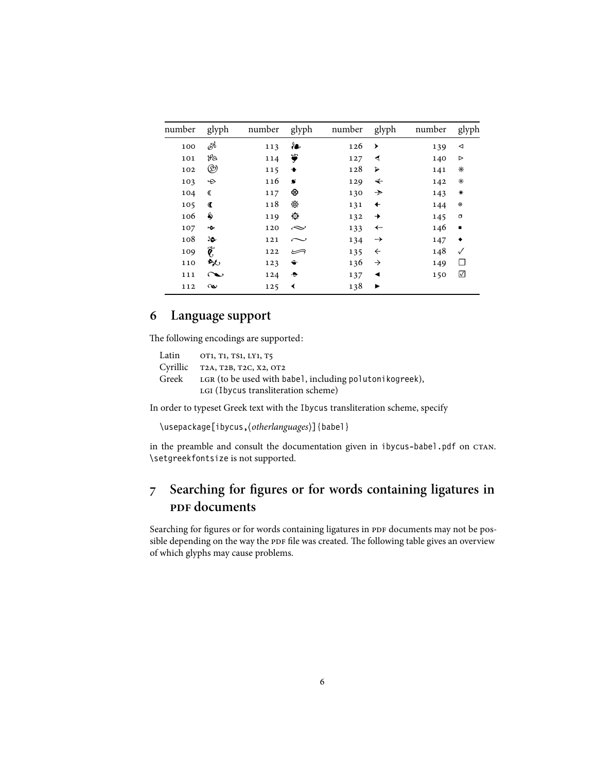| number | glyph | number | glyph | number | glyph | number | glyph |
|---|---|---|---|---|---|---|---|
| 100 | ❦ | 113 | ❧ | 126 | ➤ | 139 | ◁ |
| 101 | ❦ | 114 | ❥ | 127 | ➤ | 140 | ▷ |
| 102 | ❦ | 115 | ❦ | 128 | ➢ | 141 | ✳ |
| 103 | ❦ | 116 | ❦ | 129 | ➢ | 142 | ✳ |
| 104 | ☾ | 117 | ✿ | 130 | ➣ | 143 | ✶ |
| 105 | ☾ | 118 | ❀ | 131 | ← | 144 | ⊙ |
| 106 | ❦ | 119 | ❁ | 132 | → | 145 | ▫ |
| 107 | ❦ | 120 | ∼ | 133 | ← | 146 | ▪ |
| 108 | ❦ | 121 | ∼ | 134 | → | 147 | ◆ |
| 109 | ❦ | 122 | ∼ | 135 | ← | 148 | ✓ |
| 110 | ❦ | 123 | ❦ | 136 | → | 149 | ☐ |
| 111 | ∼ | 124 | ❦ | 137 | ◀ | 150 | ☑ |
| 112 | ∼ | 125 | ❮ | 138 | ▶ | | |

## 6 Language support

The following encodings are supported:

| | |
|---|---|
| Latin | OT1, T1, TS1, LY1, T5 |
| Cyrillic | T2A, T2B, T2C, X2, OT2 |
| Greek | LGR (to be used with babel, including polutonikogreek), LGI (Ibycus transliteration scheme) |

In order to typeset Greek text with the Ibycus transliteration scheme, specify

```
\usepackage[ibycus,⟨otherlanguages⟩]{babel}
```

in the preamble and consult the documentation given in ibycus-babel.pdf on CTAN. \setgreekfontsize is not supported.

## 7 Searching for figures or for words containing ligatures in PDF documents

Searching for figures or for words containing ligatures in PDF documents may not be possible depending on the way the PDF file was created. The following table gives an overview of which glyphs may cause problems.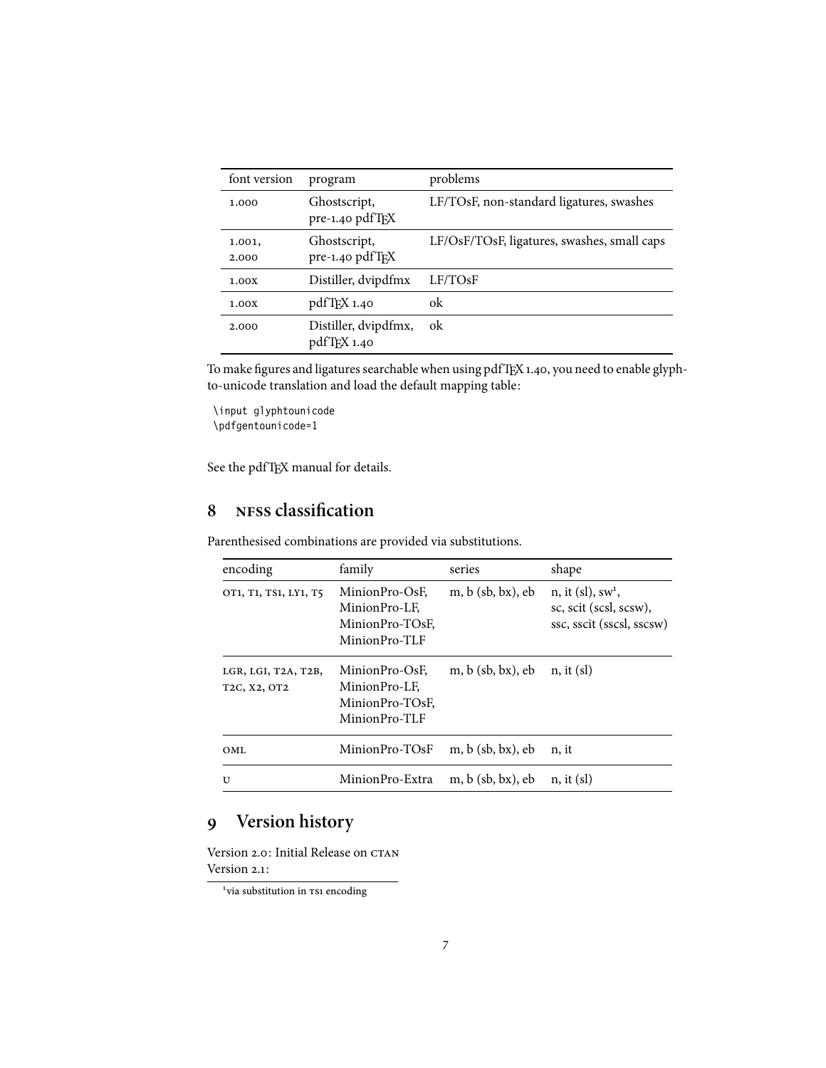| font version | program | problems |
|---|---|---|
| 1.000 | Ghostscript, pre-1.40 pdfTEX | LF/TOsF, non-standard ligatures, swashes |
| 1.001, 2.000 | Ghostscript, pre-1.40 pdfTEX | LF/OsF/TOsF, ligatures, swashes, small caps |
| 1.00x | Distiller, dvipdfmx | LF/TOsF |
| 1.00x | pdfTEX 1.40 | ok |
| 2.000 | Distiller, dvipdfmx, pdfTEX 1.40 | ok |

To make figures and ligatures searchable when using pdfTEX 1.40, you need to enable glyph-to-unicode translation and load the default mapping table:

```
\input glyphtounicode
\pdfgentounicode=1
```

See the pdfTEX manual for details.

## 8 NFSS classification

Parenthesised combinations are provided via substitutions.

| encoding | family | series | shape |
|---|---|---|---|
| OT1, T1, TS1, LY1, T5 | MinionPro-OsF, MinionPro-LF, MinionPro-TOsF, MinionPro-TLF | m, b (sb, bx), eb | n, it (sl), sw[1], sc, scit (scsl, scsw), ssc, sscit (sscsl, sscsw) |
| LGR, LGI, T2A, T2B, T2C, X2, OT2 | MinionPro-OsF, MinionPro-LF, MinionPro-TOsF, MinionPro-TLF | m, b (sb, bx), eb | n, it (sl) |
| OML | MinionPro-TOsF | m, b (sb, bx), eb | n, it |
| U | MinionPro-Extra | m, b (sb, bx), eb | n, it (sl) |

## 9 Version history

Version 2.0: Initial Release on CTAN
Version 2.1:

[1]via substitution in TS1 encoding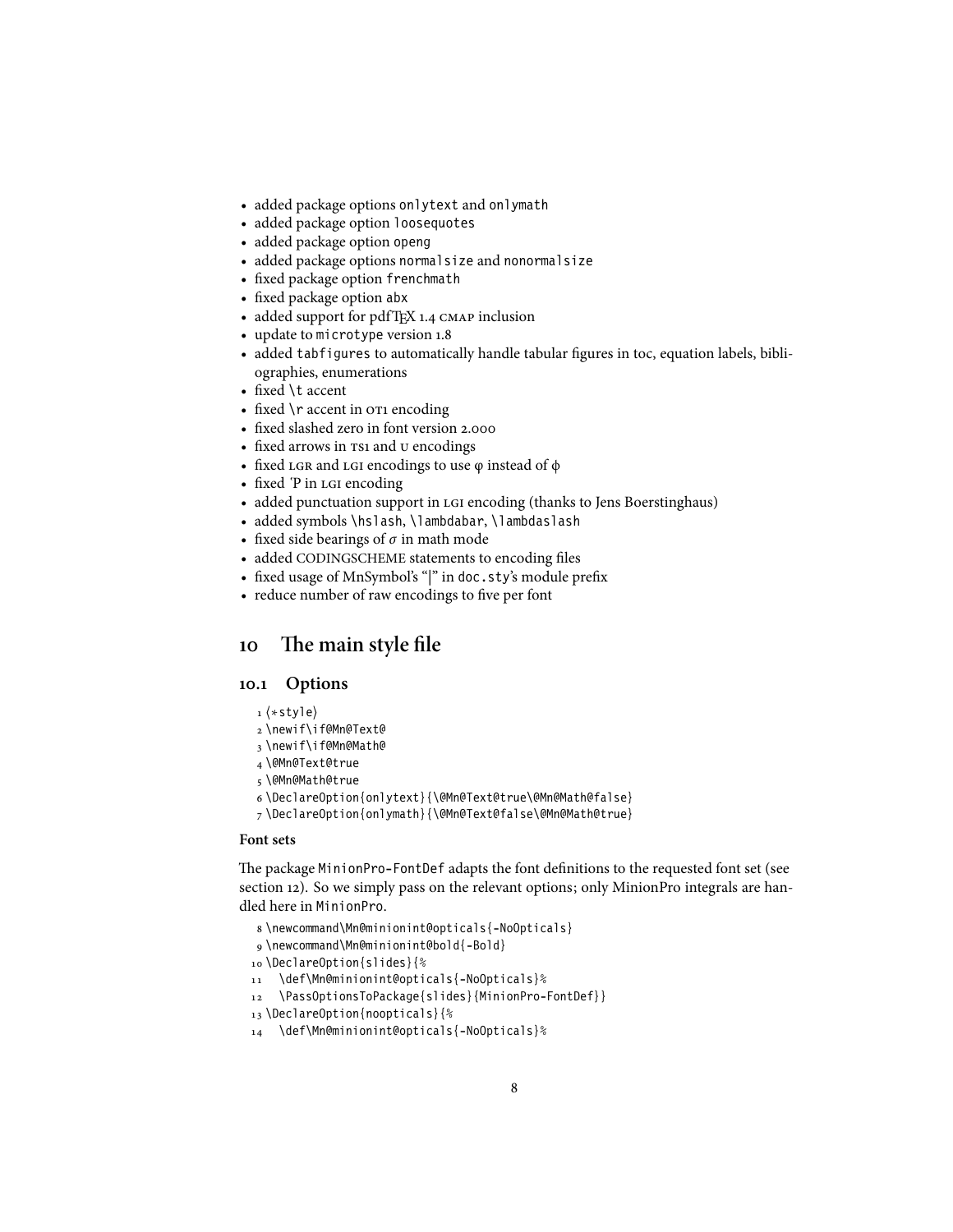- added package options `onlytext` and `onlymath`
- added package option `loosequotes`
- added package option `openg`
- added package options `normalsize` and `nonormalsize`
- fixed package option `frenchmath`
- fixed package option `abx`
- added support for pdfTEX 1.4 CMAP inclusion
- update to `microtype` version 1.8
- added `tabfigures` to automatically handle tabular figures in toc, equation labels, bibliographies, enumerations
- fixed `\t` accent
- fixed `\r` accent in OT1 encoding
- fixed slashed zero in font version 2.000
- fixed arrows in TS1 and U encodings
- fixed LGR and LGI encodings to use φ instead of ϕ
- fixed ῾P in LGI encoding
- added punctuation support in LGI encoding (thanks to Jens Boerstinghaus)
- added symbols `\hslash`, `\lambdabar`, `\lambdaslash`
- fixed side bearings of $\sigma$ in math mode
- added CODINGSCHEME statements to encoding files
- fixed usage of MnSymbol's "|" in `doc.sty`'s module prefix
- reduce number of raw encodings to five per font

# 10 The main style file

## 10.1 Options

```
1 ⟨*style⟩
2 \newif\if@Mn@Text@
3 \newif\if@Mn@Math@
4 \@Mn@Text@true
5 \@Mn@Math@true
6 \DeclareOption{onlytext}{\@Mn@Text@true\@Mn@Math@false}
7 \DeclareOption{onlymath}{\@Mn@Text@false\@Mn@Math@true}
```

**Font sets**

The package `MinionPro-FontDef` adapts the font definitions to the requested font set (see section 12). So we simply pass on the relevant options; only MinionPro integrals are handled here in `MinionPro`.

```
8 \newcommand\Mn@minionint@opticals{-NoOpticals}
9 \newcommand\Mn@minionint@bold{-Bold}
10 \DeclareOption{slides}{%
11   \def\Mn@minionint@opticals{-NoOpticals}%
12   \PassOptionsToPackage{slides}{MinionPro-FontDef}}
13 \DeclareOption{noopticals}{%
14   \def\Mn@minionint@opticals{-NoOpticals}%
```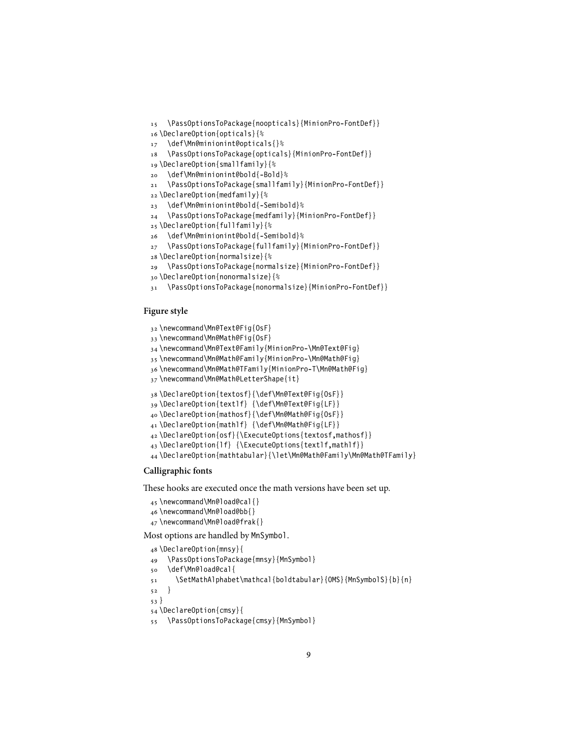```
15   \PassOptionsToPackage{noopticals}{MinionPro-FontDef}}
16 \DeclareOption{opticals}{%
17   \def\Mn@minionint@opticals{}%
18   \PassOptionsToPackage{opticals}{MinionPro-FontDef}}
19 \DeclareOption{smallfamily}{%
20   \def\Mn@minionint@bold{-Bold}%
21   \PassOptionsToPackage{smallfamily}{MinionPro-FontDef}}
22 \DeclareOption{medfamily}{%
23   \def\Mn@minionint@bold{-Semibold}%
24   \PassOptionsToPackage{medfamily}{MinionPro-FontDef}}
25 \DeclareOption{fullfamily}{%
26   \def\Mn@minionint@bold{-Semibold}%
27   \PassOptionsToPackage{fullfamily}{MinionPro-FontDef}}
28 \DeclareOption{normalsize}{%
29   \PassOptionsToPackage{normalsize}{MinionPro-FontDef}}
30 \DeclareOption{nonormalsize}{%
31   \PassOptionsToPackage{nonormalsize}{MinionPro-FontDef}}
```

### Figure style

```
32 \newcommand\Mn@Text@Fig{OsF}
33 \newcommand\Mn@Math@Fig{OsF}
34 \newcommand\Mn@Text@Family{MinionPro-\Mn@Text@Fig}
35 \newcommand\Mn@Math@Family{MinionPro-\Mn@Math@Fig}
36 \newcommand\Mn@Math@TFamily{MinionPro-T\Mn@Math@Fig}
37 \newcommand\Mn@Math@LetterShape{it}
```

```
38 \DeclareOption{textosf}{\def\Mn@Text@Fig{OsF}}
39 \DeclareOption{textlf} {\def\Mn@Text@Fig{LF}}
40 \DeclareOption{mathosf}{\def\Mn@Math@Fig{OsF}}
41 \DeclareOption{mathlf} {\def\Mn@Math@Fig{LF}}
42 \DeclareOption{osf}{\ExecuteOptions{textosf,mathosf}}
43 \DeclareOption{lf} {\ExecuteOptions{textlf,mathlf}}
44 \DeclareOption{mathtabular}{\let\Mn@Math@Family\Mn@Math@TFamily}
```

### Calligraphic fonts

These hooks are executed once the math versions have been set up.

```
45 \newcommand\Mn@load@cal{}
46 \newcommand\Mn@load@bb{}
47 \newcommand\Mn@load@frak{}
```

Most options are handled by MnSymbol.

```
48 \DeclareOption{mnsy}{
49   \PassOptionsToPackage{mnsy}{MnSymbol}
50   \def\Mn@load@cal{
51     \SetMathAlphabet\mathcal{boldtabular}{OMS}{MnSymbolS}{b}{n}
52   }
53 }
54 \DeclareOption{cmsy}{
55   \PassOptionsToPackage{cmsy}{MnSymbol}
```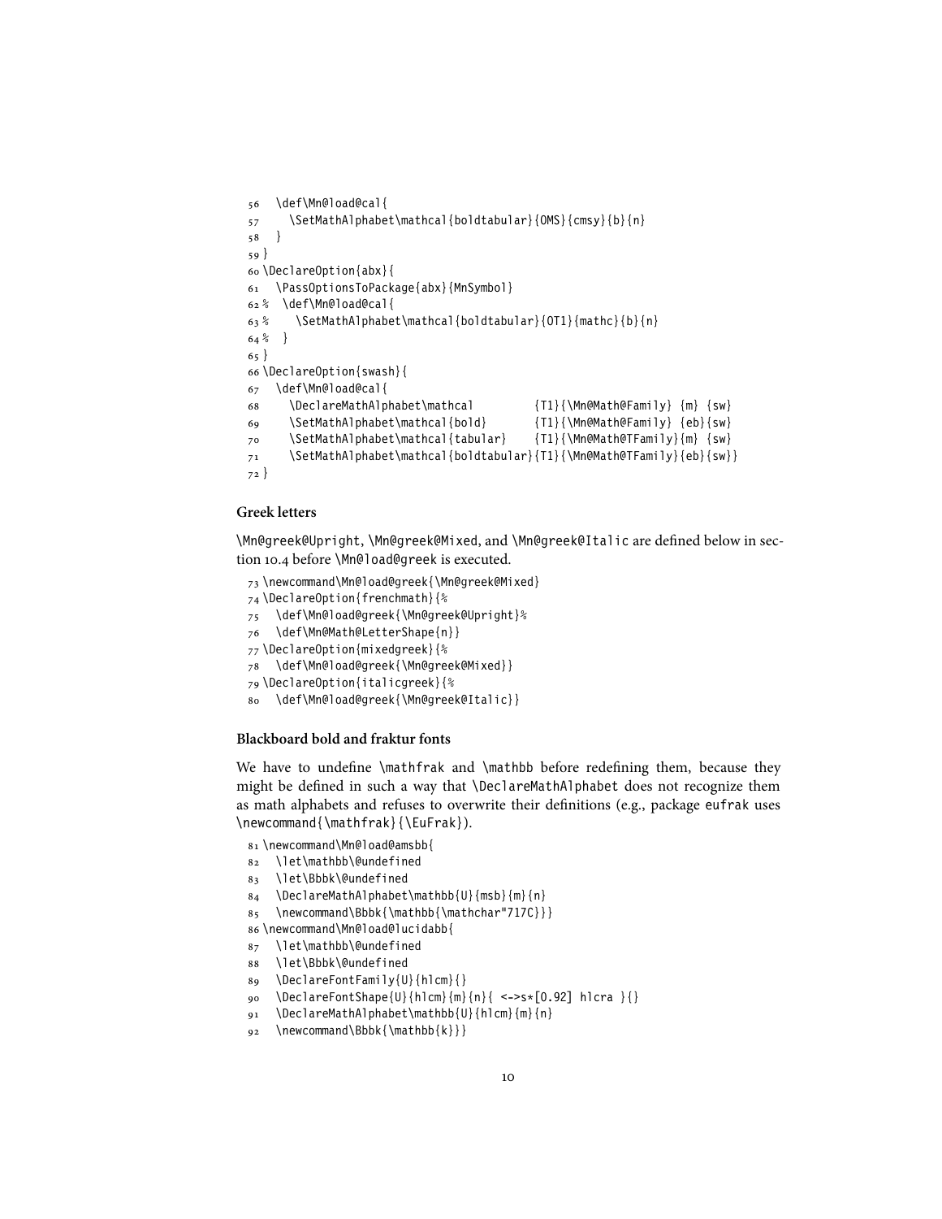```
56   \def\Mn@load@cal{
57     \SetMathAlphabet\mathcal{boldtabular}{OMS}{cmsy}{b}{n}
58   }
59 }
60 \DeclareOption{abx}{
61   \PassOptionsToPackage{abx}{MnSymbol}
62 %  \def\Mn@load@cal{
63 %    \SetMathAlphabet\mathcal{boldtabular}{OT1}{mathc}{b}{n}
64 %  }
65 }
66 \DeclareOption{swash}{
67   \def\Mn@load@cal{
68     \DeclareMathAlphabet\mathcal          {T1}{\Mn@Math@Family} {m} {sw}
69     \SetMathAlphabet\mathcal{bold}       {T1}{\Mn@Math@Family} {eb}{sw}
70     \SetMathAlphabet\mathcal{tabular}    {T1}{\Mn@Math@TFamily}{m} {sw}
71     \SetMathAlphabet\mathcal{boldtabular}{T1}{\Mn@Math@TFamily}{eb}{sw}}
72 }
```

### Greek letters

\Mn@greek@Upright, \Mn@greek@Mixed, and \Mn@greek@Italic are defined below in section 10.4 before \Mn@load@greek is executed.

```
73 \newcommand\Mn@load@greek{\Mn@greek@Mixed}
74 \DeclareOption{frenchmath}{%
75   \def\Mn@load@greek{\Mn@greek@Upright}%
76   \def\Mn@Math@LetterShape{n}}
77 \DeclareOption{mixedgreek}{%
78   \def\Mn@load@greek{\Mn@greek@Mixed}}
79 \DeclareOption{italicgreek}{%
80   \def\Mn@load@greek{\Mn@greek@Italic}}
```

### Blackboard bold and fraktur fonts

We have to undefine \mathfrak and \mathbb before redefining them, because they might be defined in such a way that \DeclareMathAlphabet does not recognize them as math alphabets and refuses to overwrite their definitions (e.g., package eufrak uses \newcommand{\mathfrak}{\EuFrak}).

```
81 \newcommand\Mn@load@amsbb{
82   \let\mathbb\@undefined
83   \let\Bbbk\@undefined
84   \DeclareMathAlphabet\mathbb{U}{msb}{m}{n}
85   \newcommand\Bbbk{\mathbb{\mathchar"717C}}}
86 \newcommand\Mn@load@lucidabb{
87   \let\mathbb\@undefined
88   \let\Bbbk\@undefined
89   \DeclareFontFamily{U}{hlcm}{}
90   \DeclareFontShape{U}{hlcm}{m}{n}{ <->s*[0.92] hlcra }{}
91   \DeclareMathAlphabet\mathbb{U}{hlcm}{m}{n}
92   \newcommand\Bbbk{\mathbb{k}}}
```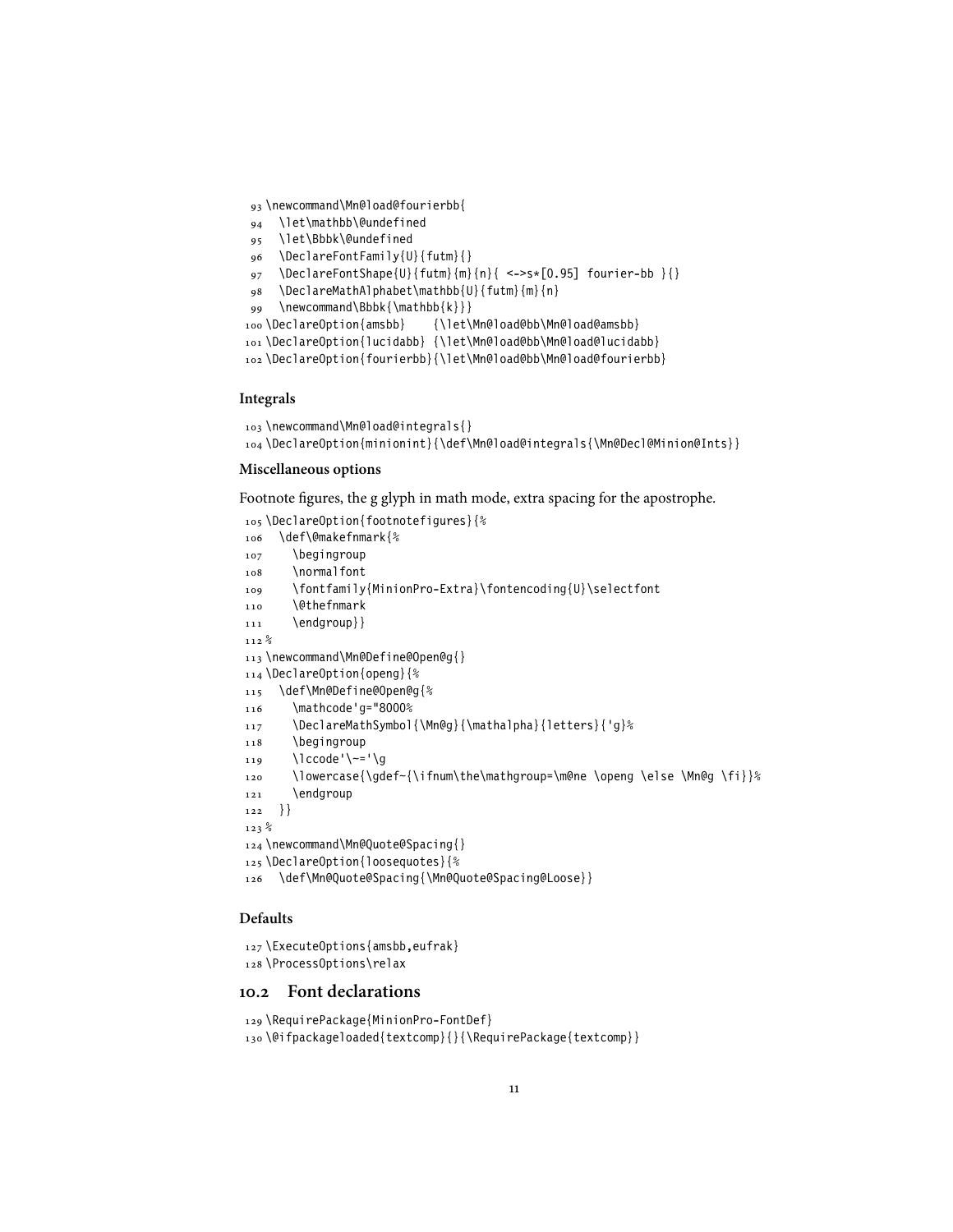```
93 \newcommand\Mn@load@fourierbb{
94   \let\mathbb\@undefined
95   \let\Bbbk\@undefined
96   \DeclareFontFamily{U}{futm}{}
97   \DeclareFontShape{U}{futm}{m}{n}{ <->s*[0.95] fourier-bb }{}
98   \DeclareMathAlphabet\mathbb{U}{futm}{m}{n}
99   \newcommand\Bbbk{\mathbb{k}}}
100 \DeclareOption{amsbb}    {\let\Mn@load@bb\Mn@load@amsbb}
101 \DeclareOption{lucidabb} {\let\Mn@load@bb\Mn@load@lucidabb}
102 \DeclareOption{fourierbb}{\let\Mn@load@bb\Mn@load@fourierbb}
```

### Integrals

```
103 \newcommand\Mn@load@integrals{}
104 \DeclareOption{minionint}{\def\Mn@load@integrals{\Mn@Decl@Minion@Ints}}
```

### Miscellaneous options

Footnote figures, the g glyph in math mode, extra spacing for the apostrophe.

```
105 \DeclareOption{footnotefigures}{%
106   \def\@makefnmark{%
107     \begingroup
108     \normalfont
109     \fontfamily{MinionPro-Extra}\fontencoding{U}\selectfont
110     \@thefnmark
111     \endgroup}}
112 %
113 \newcommand\Mn@Define@Open@g{}
114 \DeclareOption{openg}{%
115   \def\Mn@Define@Open@g{%
116     \mathcode'g="8000%
117     \DeclareMathSymbol{\Mn@g}{\mathalpha}{letters}{'g}%
118     \begingroup
119     \lccode'\~='\g
120     \lowercase{\gdef~{\ifnum\the\mathgroup=\m@ne \openg \else \Mn@g \fi}}%
121     \endgroup
122   }}
123 %
124 \newcommand\Mn@Quote@Spacing{}
125 \DeclareOption{loosequotes}{%
126   \def\Mn@Quote@Spacing{\Mn@Quote@Spacing@Loose}}
```

### Defaults

```
127 \ExecuteOptions{amsbb,eufrak}
128 \ProcessOptions\relax
```

## 10.2 Font declarations

```
129 \RequirePackage{MinionPro-FontDef}
130 \@ifpackageloaded{textcomp}{}{\RequirePackage{textcomp}}
```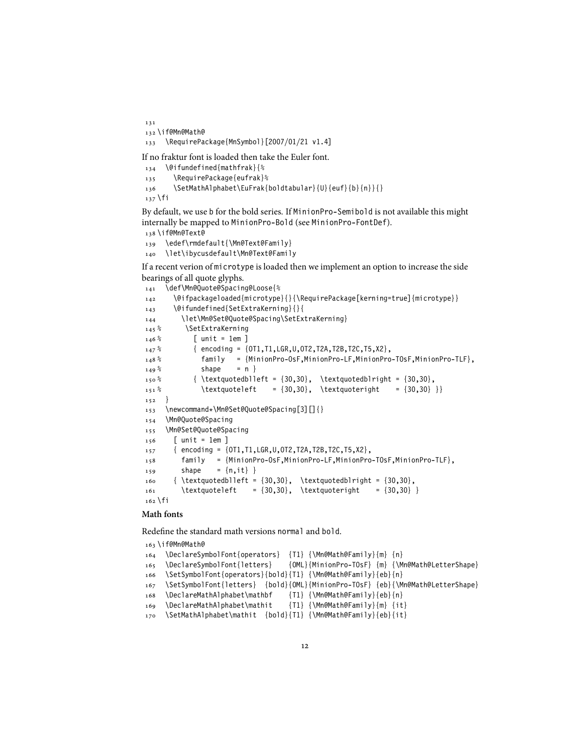```
131
132 \if@Mn@Math@
133   \RequirePackage{MnSymbol}[2007/01/21 v1.4]
```

If no fraktur font is loaded then take the Euler font.

```
134   \@ifundefined{mathfrak}{%
135     \RequirePackage{eufrak}%
136     \SetMathAlphabet\EuFrak{boldtabular}{U}{euf}{b}{n}}{}
137 \fi
```

By default, we use b for the bold series. If MinionPro-Semibold is not available this might internally be mapped to MinionPro-Bold (see MinionPro-FontDef).

```
138 \if@Mn@Text@
139   \edef\rmdefault{\Mn@Text@Family}
140   \let\ibycusdefault\Mn@Text@Family
```

If a recent verion of microtype is loaded then we implement an option to increase the side bearings of all quote glyphs.

```
141   \def\Mn@Quote@Spacing@Loose{%
142     \@ifpackageloaded{microtype}{}{\RequirePackage[kerning=true]{microtype}}
143     \@ifundefined{SetExtraKerning}{}{
144       \let\Mn@Set@Quote@Spacing\SetExtraKerning}
145 %       \SetExtraKerning
146 %         [ unit = 1em ]
147 %         { encoding = {OT1,T1,LGR,U,OT2,T2A,T2B,T2C,T5,X2},
148 %           family   = {MinionPro-OsF,MinionPro-LF,MinionPro-TOsF,MinionPro-TLF},
149 %           shape    = n }
150 %         { \textquotedblleft = {30,30},  \textquotedblright = {30,30},
151 %           \textquoteleft    = {30,30},  \textquoteright    = {30,30} }}
152   }
153   \newcommand*\Mn@Set@Quote@Spacing[3][]{}
154   \Mn@Quote@Spacing
155   \Mn@Set@Quote@Spacing
156     [ unit = 1em ]
157     { encoding = {OT1,T1,LGR,U,OT2,T2A,T2B,T2C,T5,X2},
158       family   = {MinionPro-OsF,MinionPro-LF,MinionPro-TOsF,MinionPro-TLF},
159       shape    = {n,it} }
160     { \textquotedblleft = {30,30},  \textquotedblright = {30,30},
161       \textquoteleft    = {30,30},  \textquoteright    = {30,30} }
162 \fi
```

**Math fonts**

Redefine the standard math versions normal and bold.

```
163 \if@Mn@Math@
164   \DeclareSymbolFont{operators}  {T1} {\Mn@Math@Family}{m} {n}
165   \DeclareSymbolFont{letters}    {OML}{MinionPro-TOsF} {m} {\Mn@Math@LetterShape}
166   \SetSymbolFont{operators}{bold}{T1} {\Mn@Math@Family}{eb}{n}
167   \SetSymbolFont{letters}  {bold}{OML}{MinionPro-TOsF} {eb}{\Mn@Math@LetterShape}
168   \DeclareMathAlphabet\mathbf    {T1} {\Mn@Math@Family}{eb}{n}
169   \DeclareMathAlphabet\mathit    {T1} {\Mn@Math@Family}{m} {it}
170   \SetMathAlphabet\mathit  {bold}{T1} {\Mn@Math@Family}{eb}{it}
```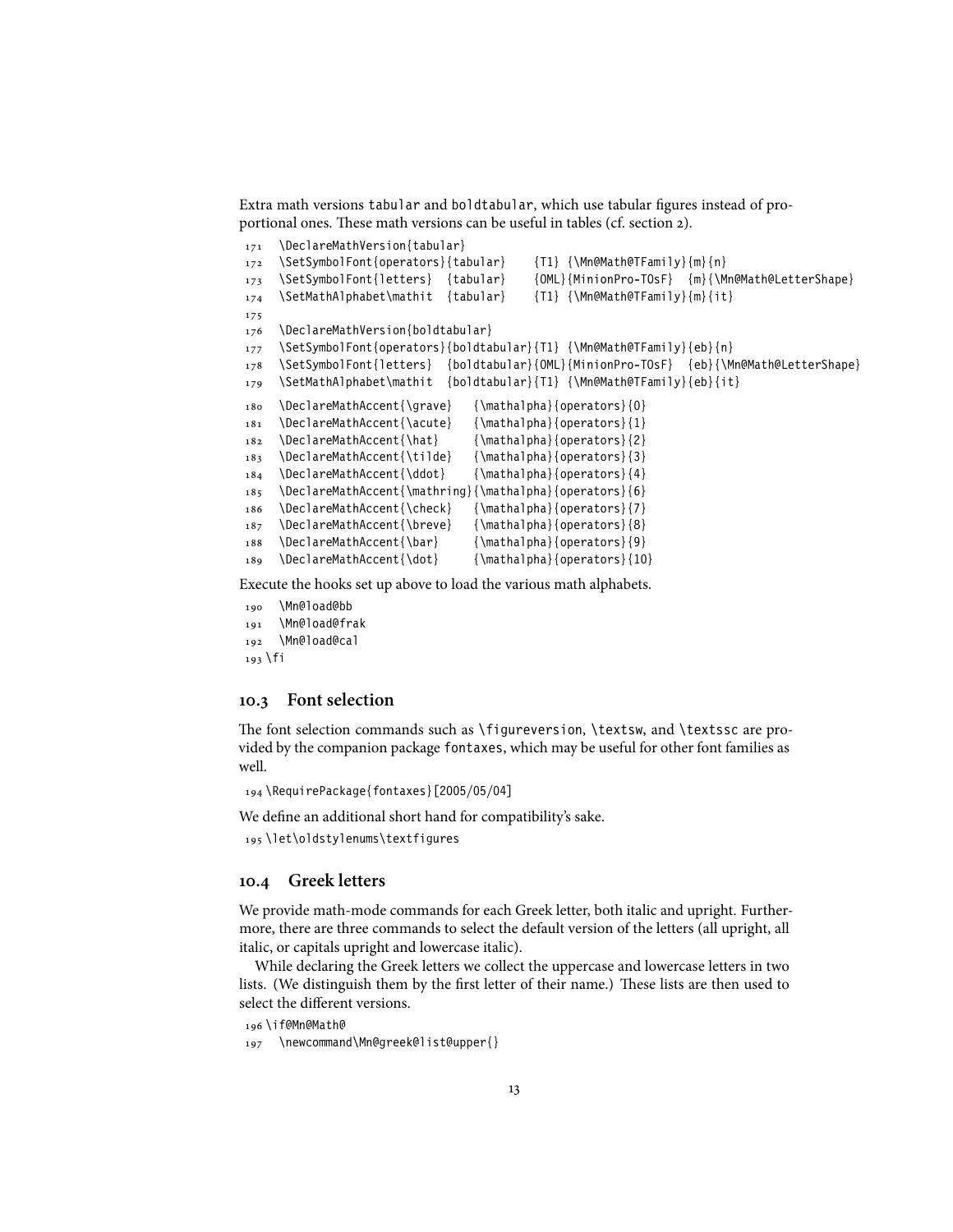Extra math versions tabular and boldtabular, which use tabular figures instead of proportional ones. These math versions can be useful in tables (cf. section 2).

```
171   \DeclareMathVersion{tabular}
172   \SetSymbolFont{operators}{tabular}    {T1} {\Mn@Math@TFamily}{m}{n}
173   \SetSymbolFont{letters}  {tabular}    {OML}{MinionPro-TOsF}  {m}{\Mn@Math@LetterShape}
174   \SetMathAlphabet\mathit  {tabular}    {T1} {\Mn@Math@TFamily}{m}{it}
175
176   \DeclareMathVersion{boldtabular}
177   \SetSymbolFont{operators}{boldtabular}{T1} {\Mn@Math@TFamily}{eb}{n}
178   \SetSymbolFont{letters}  {boldtabular}{OML}{MinionPro-TOsF}  {eb}{\Mn@Math@LetterShape}
179   \SetMathAlphabet\mathit  {boldtabular}{T1} {\Mn@Math@TFamily}{eb}{it}
180   \DeclareMathAccent{\grave}    {\mathalpha}{operators}{0}
181   \DeclareMathAccent{\acute}    {\mathalpha}{operators}{1}
182   \DeclareMathAccent{\hat}      {\mathalpha}{operators}{2}
183   \DeclareMathAccent{\tilde}    {\mathalpha}{operators}{3}
184   \DeclareMathAccent{\ddot}     {\mathalpha}{operators}{4}
185   \DeclareMathAccent{\mathring}{\mathalpha}{operators}{6}
186   \DeclareMathAccent{\check}    {\mathalpha}{operators}{7}
187   \DeclareMathAccent{\breve}    {\mathalpha}{operators}{8}
188   \DeclareMathAccent{\bar}      {\mathalpha}{operators}{9}
189   \DeclareMathAccent{\dot}      {\mathalpha}{operators}{10}
```

Execute the hooks set up above to load the various math alphabets.

```
190   \Mn@load@bb
191   \Mn@load@frak
192   \Mn@load@cal
193 \fi
```

## 10.3 Font selection

The font selection commands such as \figureversion, \textsw, and \textssc are provided by the companion package fontaxes, which may be useful for other font families as well.

```
194 \RequirePackage{fontaxes}[2005/05/04]
```

We define an additional short hand for compatibility's sake.

```
195 \let\oldstylenums\textfigures
```

## 10.4 Greek letters

We provide math-mode commands for each Greek letter, both italic and upright. Furthermore, there are three commands to select the default version of the letters (all upright, all italic, or capitals upright and lowercase italic).

While declaring the Greek letters we collect the uppercase and lowercase letters in two lists. (We distinguish them by the first letter of their name.) These lists are then used to select the different versions.

```
196 \if@Mn@Math@
197   \newcommand\Mn@greek@list@upper{}
```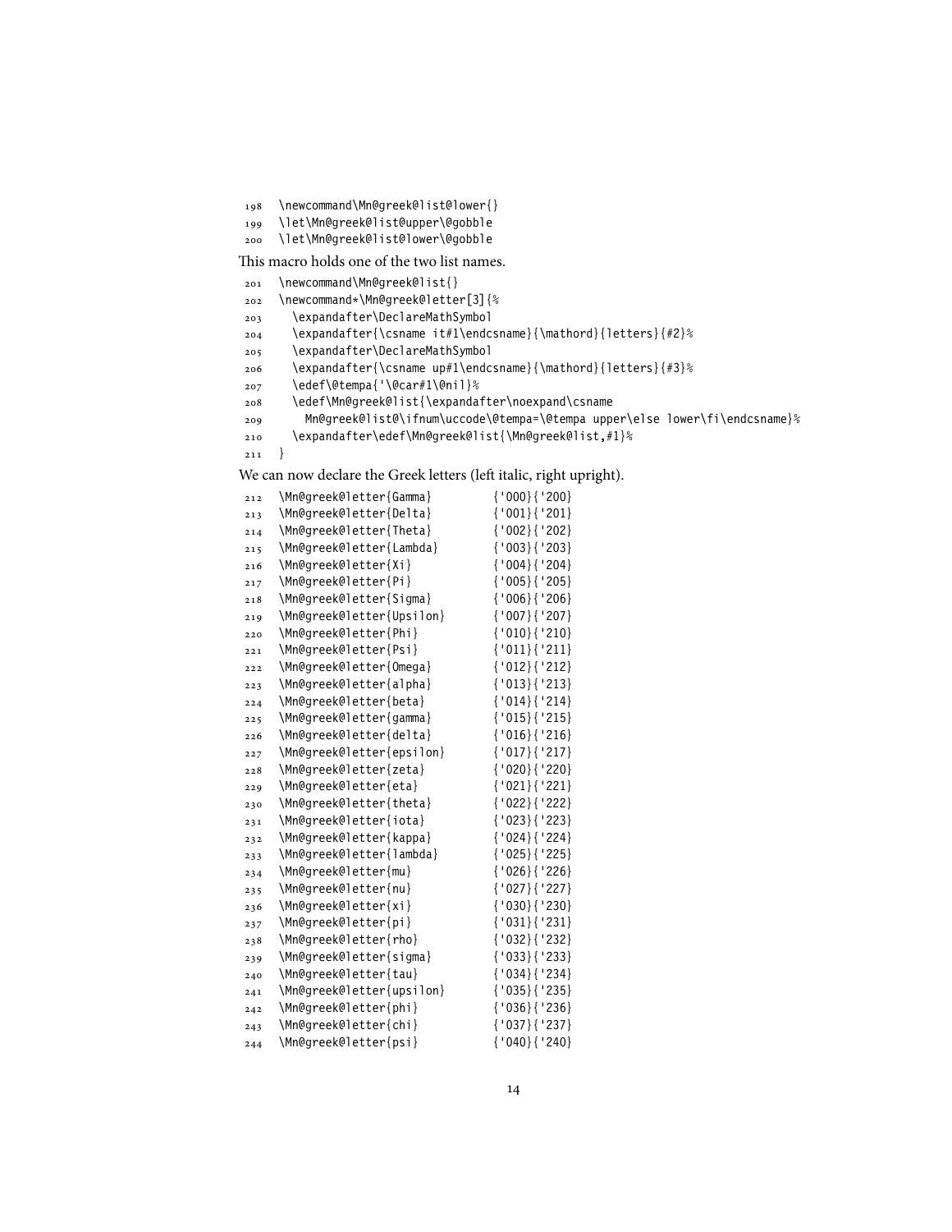```
198 \newcommand\Mn@greek@list@lower{}
199 \let\Mn@greek@list@upper\@gobble
200 \let\Mn@greek@list@lower\@gobble
```

This macro holds one of the two list names.

```
201 \newcommand\Mn@greek@list{}
202 \newcommand*\Mn@greek@letter[3]{%
203   \expandafter\DeclareMathSymbol
204   \expandafter{\csname it#1\endcsname}{\mathord}{letters}{#2}%
205   \expandafter\DeclareMathSymbol
206   \expandafter{\csname up#1\endcsname}{\mathord}{letters}{#3}%
207   \edef\@tempa{'\@car#1\@nil}%
208   \edef\Mn@greek@list{\expandafter\noexpand\csname
209     Mn@greek@list@\ifnum\uccode\@tempa=\@tempa upper\else lower\fi\endcsname}%
210   \expandafter\edef\Mn@greek@list{\Mn@greek@list,#1}%
211 }
```

We can now declare the Greek letters (left italic, right upright).

```
212 \Mn@greek@letter{Gamma}         {'000}{'200}
213 \Mn@greek@letter{Delta}         {'001}{'201}
214 \Mn@greek@letter{Theta}         {'002}{'202}
215 \Mn@greek@letter{Lambda}        {'003}{'203}
216 \Mn@greek@letter{Xi}            {'004}{'204}
217 \Mn@greek@letter{Pi}            {'005}{'205}
218 \Mn@greek@letter{Sigma}         {'006}{'206}
219 \Mn@greek@letter{Upsilon}       {'007}{'207}
220 \Mn@greek@letter{Phi}           {'010}{'210}
221 \Mn@greek@letter{Psi}           {'011}{'211}
222 \Mn@greek@letter{Omega}         {'012}{'212}
223 \Mn@greek@letter{alpha}         {'013}{'213}
224 \Mn@greek@letter{beta}          {'014}{'214}
225 \Mn@greek@letter{gamma}         {'015}{'215}
226 \Mn@greek@letter{delta}         {'016}{'216}
227 \Mn@greek@letter{epsilon}       {'017}{'217}
228 \Mn@greek@letter{zeta}          {'020}{'220}
229 \Mn@greek@letter{eta}           {'021}{'221}
230 \Mn@greek@letter{theta}         {'022}{'222}
231 \Mn@greek@letter{iota}          {'023}{'223}
232 \Mn@greek@letter{kappa}         {'024}{'224}
233 \Mn@greek@letter{lambda}        {'025}{'225}
234 \Mn@greek@letter{mu}            {'026}{'226}
235 \Mn@greek@letter{nu}            {'027}{'227}
236 \Mn@greek@letter{xi}            {'030}{'230}
237 \Mn@greek@letter{pi}            {'031}{'231}
238 \Mn@greek@letter{rho}           {'032}{'232}
239 \Mn@greek@letter{sigma}         {'033}{'233}
240 \Mn@greek@letter{tau}           {'034}{'234}
241 \Mn@greek@letter{upsilon}       {'035}{'235}
242 \Mn@greek@letter{phi}           {'036}{'236}
243 \Mn@greek@letter{chi}           {'037}{'237}
244 \Mn@greek@letter{psi}           {'040}{'240}
```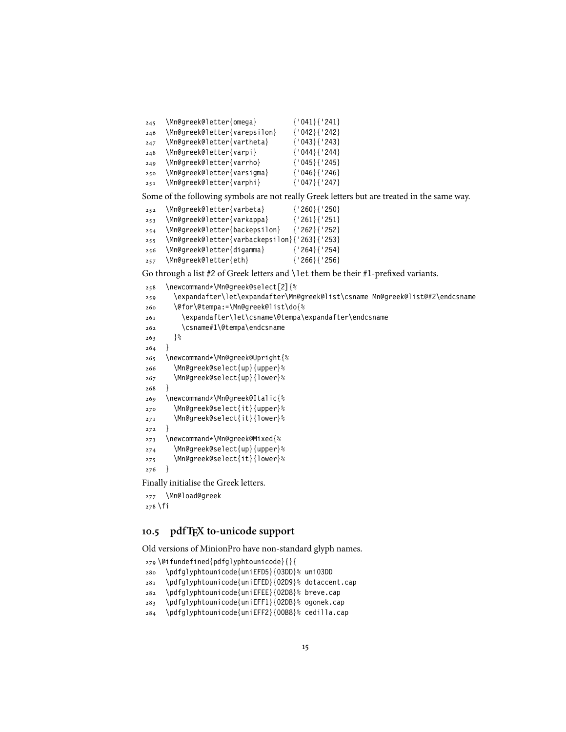```
245   \Mn@greek@letter{omega}         {'041}{'241}
246   \Mn@greek@letter{varepsilon}    {'042}{'242}
247   \Mn@greek@letter{vartheta}      {'043}{'243}
248   \Mn@greek@letter{varpi}         {'044}{'244}
249   \Mn@greek@letter{varrho}        {'045}{'245}
250   \Mn@greek@letter{varsigma}      {'046}{'246}
251   \Mn@greek@letter{varphi}        {'047}{'247}
```

Some of the following symbols are not really Greek letters but are treated in the same way.

```
252   \Mn@greek@letter{varbeta}       {'260}{'250}
253   \Mn@greek@letter{varkappa}      {'261}{'251}
254   \Mn@greek@letter{backepsilon}   {'262}{'252}
255   \Mn@greek@letter{varbackepsilon}{'263}{'253}
256   \Mn@greek@letter{digamma}       {'264}{'254}
257   \Mn@greek@letter{eth}           {'266}{'256}
```

Go through a list #2 of Greek letters and `\let` them be their #1-prefixed variants.

```
258   \newcommand*\Mn@greek@select[2]{%
259     \expandafter\let\expandafter\Mn@greek@list\csname Mn@greek@list@#2\endcsname
260     \@for\@tempa:=\Mn@greek@list\do{%
261       \expandafter\let\csname\@tempa\expandafter\endcsname
262       \csname#1\@tempa\endcsname
263     }%
264   }
265   \newcommand*\Mn@greek@Upright{%
266     \Mn@greek@select{up}{upper}%
267     \Mn@greek@select{up}{lower}%
268   }
269   \newcommand*\Mn@greek@Italic{%
270     \Mn@greek@select{it}{upper}%
271     \Mn@greek@select{it}{lower}%
272   }
273   \newcommand*\Mn@greek@Mixed{%
274     \Mn@greek@select{up}{upper}%
275     \Mn@greek@select{it}{lower}%
276   }
```

Finally initialise the Greek letters.

```
277   \Mn@load@greek
278 \fi
```

## 10.5 pdfTeX to-unicode support

Old versions of MinionPro have non-standard glyph names.

```
279 \@ifundefined{pdfglyphtounicode}{}{
280   \pdfglyphtounicode{uniEFD5}{03DD}% uni03DD
281   \pdfglyphtounicode{uniEFED}{02D9}% dotaccent.cap
282   \pdfglyphtounicode{uniEFEE}{02D8}% breve.cap
283   \pdfglyphtounicode{uniEFF1}{02DB}% ogonek.cap
284   \pdfglyphtounicode{uniEFF2}{00B8}% cedilla.cap
```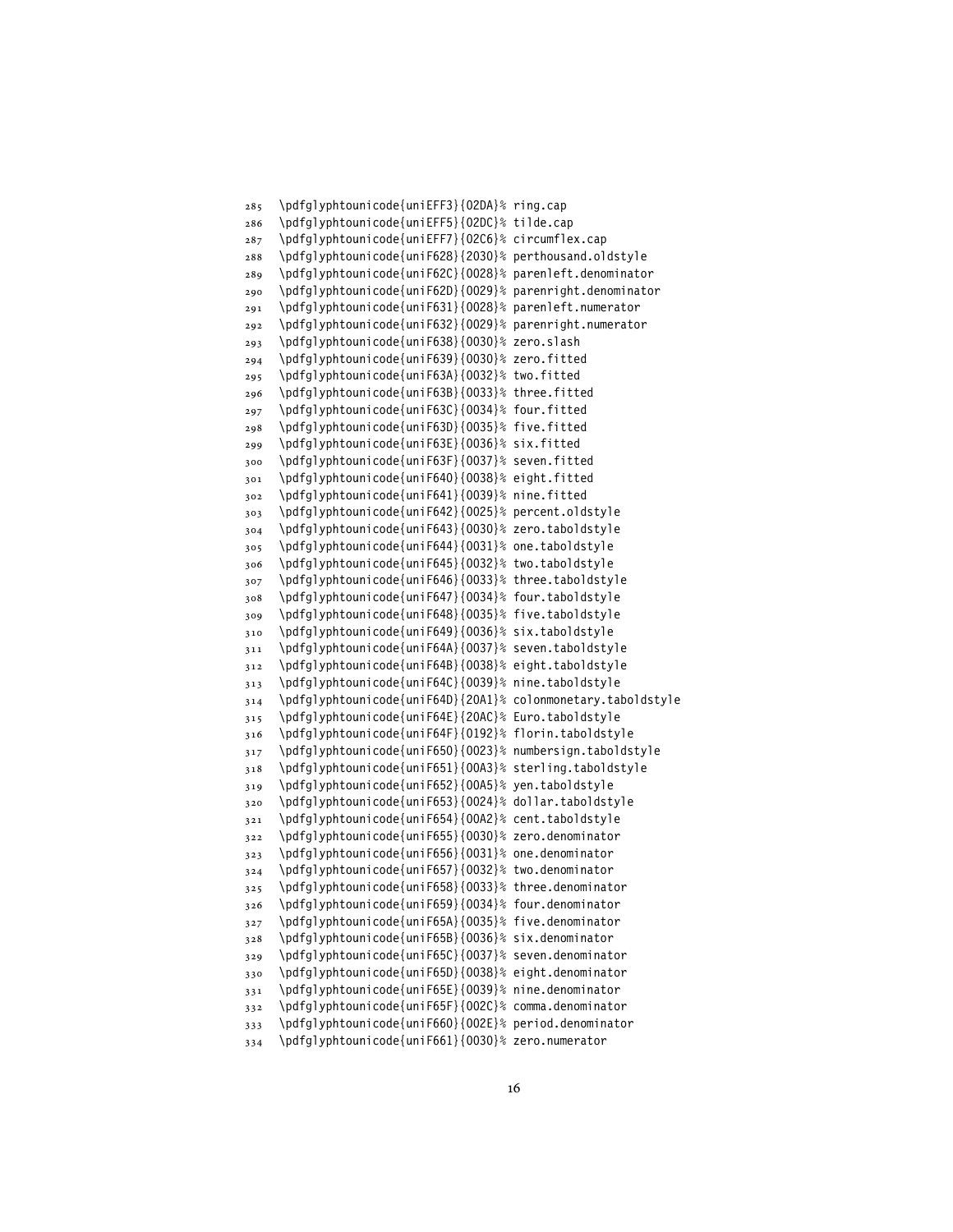```
285 \pdfglyphtounicode{uniEFF3}{02DA}% ring.cap
286 \pdfglyphtounicode{uniEFF5}{02DC}% tilde.cap
287 \pdfglyphtounicode{uniEFF7}{02C6}% circumflex.cap
288 \pdfglyphtounicode{uniF628}{2030}% perthousand.oldstyle
289 \pdfglyphtounicode{uniF62C}{0028}% parenleft.denominator
290 \pdfglyphtounicode{uniF62D}{0029}% parenright.denominator
291 \pdfglyphtounicode{uniF631}{0028}% parenleft.numerator
292 \pdfglyphtounicode{uniF632}{0029}% parenright.numerator
293 \pdfglyphtounicode{uniF638}{0030}% zero.slash
294 \pdfglyphtounicode{uniF639}{0030}% zero.fitted
295 \pdfglyphtounicode{uniF63A}{0032}% two.fitted
296 \pdfglyphtounicode{uniF63B}{0033}% three.fitted
297 \pdfglyphtounicode{uniF63C}{0034}% four.fitted
298 \pdfglyphtounicode{uniF63D}{0035}% five.fitted
299 \pdfglyphtounicode{uniF63E}{0036}% six.fitted
300 \pdfglyphtounicode{uniF63F}{0037}% seven.fitted
301 \pdfglyphtounicode{uniF640}{0038}% eight.fitted
302 \pdfglyphtounicode{uniF641}{0039}% nine.fitted
303 \pdfglyphtounicode{uniF642}{0025}% percent.oldstyle
304 \pdfglyphtounicode{uniF643}{0030}% zero.taboldstyle
305 \pdfglyphtounicode{uniF644}{0031}% one.taboldstyle
306 \pdfglyphtounicode{uniF645}{0032}% two.taboldstyle
307 \pdfglyphtounicode{uniF646}{0033}% three.taboldstyle
308 \pdfglyphtounicode{uniF647}{0034}% four.taboldstyle
309 \pdfglyphtounicode{uniF648}{0035}% five.taboldstyle
310 \pdfglyphtounicode{uniF649}{0036}% six.taboldstyle
311 \pdfglyphtounicode{uniF64A}{0037}% seven.taboldstyle
312 \pdfglyphtounicode{uniF64B}{0038}% eight.taboldstyle
313 \pdfglyphtounicode{uniF64C}{0039}% nine.taboldstyle
314 \pdfglyphtounicode{uniF64D}{20A1}% colonmonetary.taboldstyle
315 \pdfglyphtounicode{uniF64E}{20AC}% Euro.taboldstyle
316 \pdfglyphtounicode{uniF64F}{0192}% florin.taboldstyle
317 \pdfglyphtounicode{uniF650}{0023}% numbersign.taboldstyle
318 \pdfglyphtounicode{uniF651}{00A3}% sterling.taboldstyle
319 \pdfglyphtounicode{uniF652}{00A5}% yen.taboldstyle
320 \pdfglyphtounicode{uniF653}{0024}% dollar.taboldstyle
321 \pdfglyphtounicode{uniF654}{00A2}% cent.taboldstyle
322 \pdfglyphtounicode{uniF655}{0030}% zero.denominator
323 \pdfglyphtounicode{uniF656}{0031}% one.denominator
324 \pdfglyphtounicode{uniF657}{0032}% two.denominator
325 \pdfglyphtounicode{uniF658}{0033}% three.denominator
326 \pdfglyphtounicode{uniF659}{0034}% four.denominator
327 \pdfglyphtounicode{uniF65A}{0035}% five.denominator
328 \pdfglyphtounicode{uniF65B}{0036}% six.denominator
329 \pdfglyphtounicode{uniF65C}{0037}% seven.denominator
330 \pdfglyphtounicode{uniF65D}{0038}% eight.denominator
331 \pdfglyphtounicode{uniF65E}{0039}% nine.denominator
332 \pdfglyphtounicode{uniF65F}{002C}% comma.denominator
333 \pdfglyphtounicode{uniF660}{002E}% period.denominator
334 \pdfglyphtounicode{uniF661}{0030}% zero.numerator
```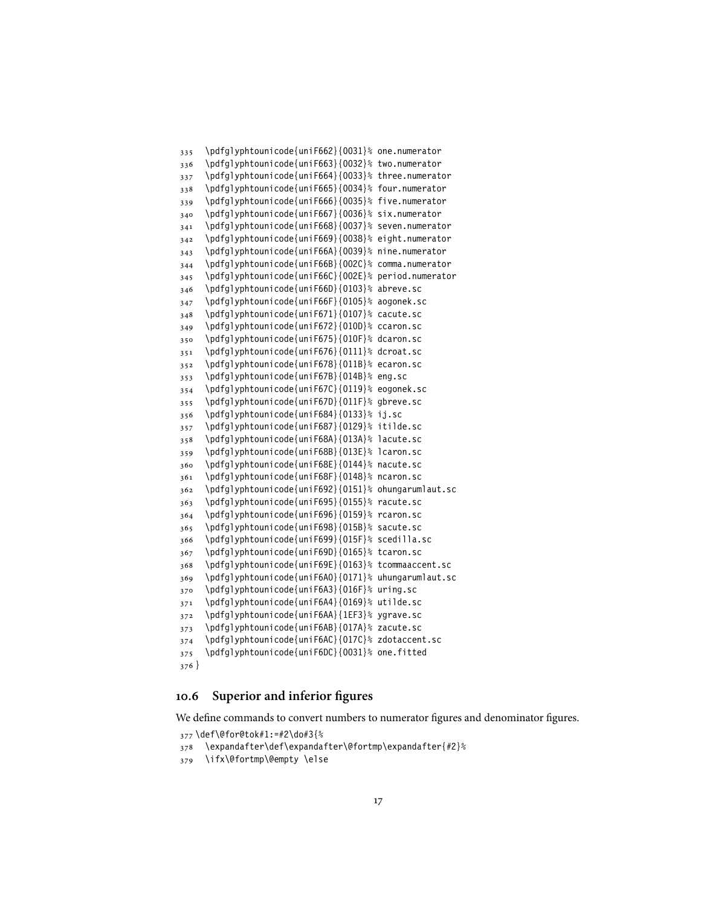```
335   \pdfglyphtounicode{uniF662}{0031}% one.numerator
336   \pdfglyphtounicode{uniF663}{0032}% two.numerator
337   \pdfglyphtounicode{uniF664}{0033}% three.numerator
338   \pdfglyphtounicode{uniF665}{0034}% four.numerator
339   \pdfglyphtounicode{uniF666}{0035}% five.numerator
340   \pdfglyphtounicode{uniF667}{0036}% six.numerator
341   \pdfglyphtounicode{uniF668}{0037}% seven.numerator
342   \pdfglyphtounicode{uniF669}{0038}% eight.numerator
343   \pdfglyphtounicode{uniF66A}{0039}% nine.numerator
344   \pdfglyphtounicode{uniF66B}{002C}% comma.numerator
345   \pdfglyphtounicode{uniF66C}{002E}% period.numerator
346   \pdfglyphtounicode{uniF66D}{0103}% abreve.sc
347   \pdfglyphtounicode{uniF66F}{0105}% aogonek.sc
348   \pdfglyphtounicode{uniF671}{0107}% cacute.sc
349   \pdfglyphtounicode{uniF672}{010D}% ccaron.sc
350   \pdfglyphtounicode{uniF675}{010F}% dcaron.sc
351   \pdfglyphtounicode{uniF676}{0111}% dcroat.sc
352   \pdfglyphtounicode{uniF678}{011B}% ecaron.sc
353   \pdfglyphtounicode{uniF67B}{014B}% eng.sc
354   \pdfglyphtounicode{uniF67C}{0119}% eogonek.sc
355   \pdfglyphtounicode{uniF67D}{011F}% gbreve.sc
356   \pdfglyphtounicode{uniF684}{0133}% ij.sc
357   \pdfglyphtounicode{uniF687}{0129}% itilde.sc
358   \pdfglyphtounicode{uniF68A}{013A}% lacute.sc
359   \pdfglyphtounicode{uniF68B}{013E}% lcaron.sc
360   \pdfglyphtounicode{uniF68E}{0144}% nacute.sc
361   \pdfglyphtounicode{uniF68F}{0148}% ncaron.sc
362   \pdfglyphtounicode{uniF692}{0151}% ohungarumlaut.sc
363   \pdfglyphtounicode{uniF695}{0155}% racute.sc
364   \pdfglyphtounicode{uniF696}{0159}% rcaron.sc
365   \pdfglyphtounicode{uniF698}{015B}% sacute.sc
366   \pdfglyphtounicode{uniF699}{015F}% scedilla.sc
367   \pdfglyphtounicode{uniF69D}{0165}% tcaron.sc
368   \pdfglyphtounicode{uniF69E}{0163}% tcommaaccent.sc
369   \pdfglyphtounicode{uniF6A0}{0171}% uhungarumlaut.sc
370   \pdfglyphtounicode{uniF6A3}{016F}% uring.sc
371   \pdfglyphtounicode{uniF6A4}{0169}% utilde.sc
372   \pdfglyphtounicode{uniF6AA}{1EF3}% ygrave.sc
373   \pdfglyphtounicode{uniF6AB}{017A}% zacute.sc
374   \pdfglyphtounicode{uniF6AC}{017C}% zdotaccent.sc
375   \pdfglyphtounicode{uniF6DC}{0031}% one.fitted
376 }
```

## 10.6 Superior and inferior figures

We define commands to convert numbers to numerator figures and denominator figures.

```
377 \def\@for@tok#1:=#2\do#3{%
378   \expandafter\def\expandafter\@fortmp\expandafter{#2}%
379   \ifx\@fortmp\@empty \else
```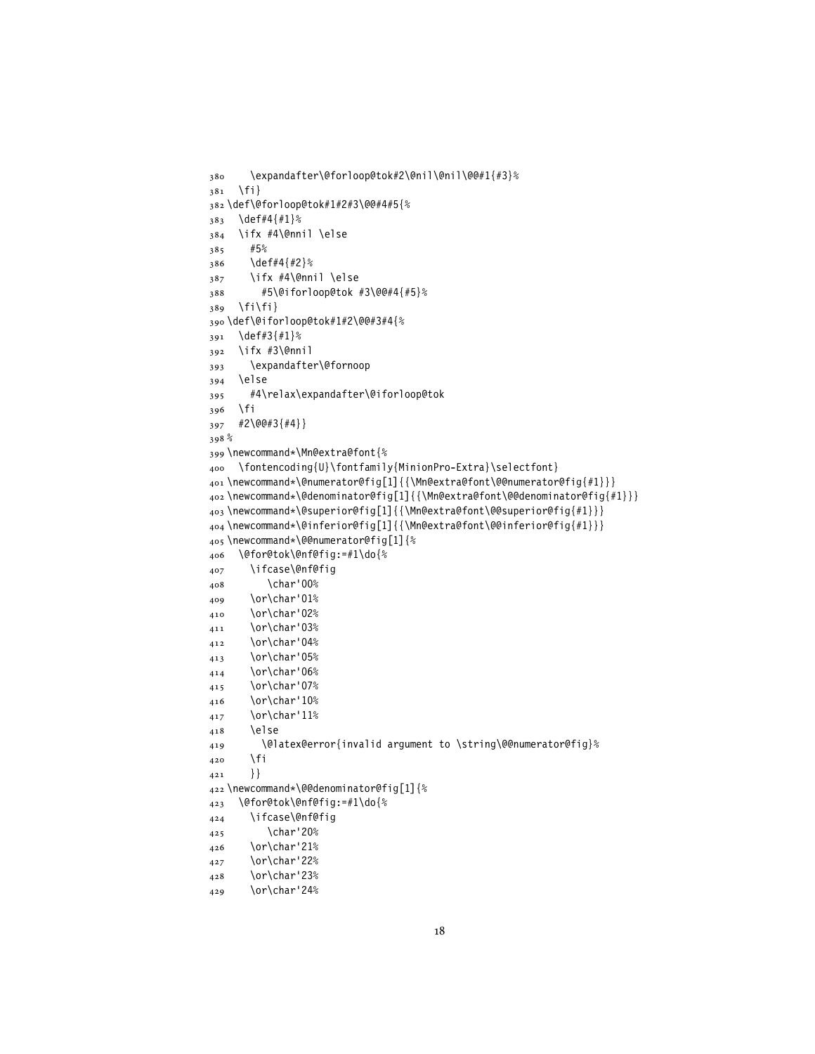```
380     \expandafter\@forloop@tok#2\@nil\@nil\@@#1{#3}%
381   \fi}
382 \def\@forloop@tok#1#2#3\@@#4#5{%
383   \def#4{#1}%
384   \ifx #4\@nnil \else
385     #5%
386     \def#4{#2}%
387     \ifx #4\@nnil \else
388       #5\@iforloop@tok #3\@@#4{#5}%
389   \fi\fi}
390 \def\@iforloop@tok#1#2\@@#3#4{%
391   \def#3{#1}%
392   \ifx #3\@nnil
393     \expandafter\@fornoop
394   \else
395     #4\relax\expandafter\@iforloop@tok
396   \fi
397   #2\@@#3{#4}}
398 %
399 \newcommand*\Mn@extra@font{%
400   \fontencoding{U}\fontfamily{MinionPro-Extra}\selectfont}
401 \newcommand*\@numerator@fig[1]{{\Mn@extra@font\@@numerator@fig{#1}}}
402 \newcommand*\@denominator@fig[1]{{\Mn@extra@font\@@denominator@fig{#1}}}
403 \newcommand*\@superior@fig[1]{{\Mn@extra@font\@@superior@fig{#1}}}
404 \newcommand*\@inferior@fig[1]{{\Mn@extra@font\@@inferior@fig{#1}}}
405 \newcommand*\@@numerator@fig[1]{%
406   \@for@tok\@nf@fig:=#1\do{%
407     \ifcase\@nf@fig
408        \char'00%
409     \or\char'01%
410     \or\char'02%
411     \or\char'03%
412     \or\char'04%
413     \or\char'05%
414     \or\char'06%
415     \or\char'07%
416     \or\char'10%
417     \or\char'11%
418     \else
419       \@latex@error{invalid argument to \string\@@numerator@fig}%
420     \fi
421     }}
422 \newcommand*\@@denominator@fig[1]{%
423   \@for@tok\@nf@fig:=#1\do{%
424     \ifcase\@nf@fig
425        \char'20%
426     \or\char'21%
427     \or\char'22%
428     \or\char'23%
429     \or\char'24%
```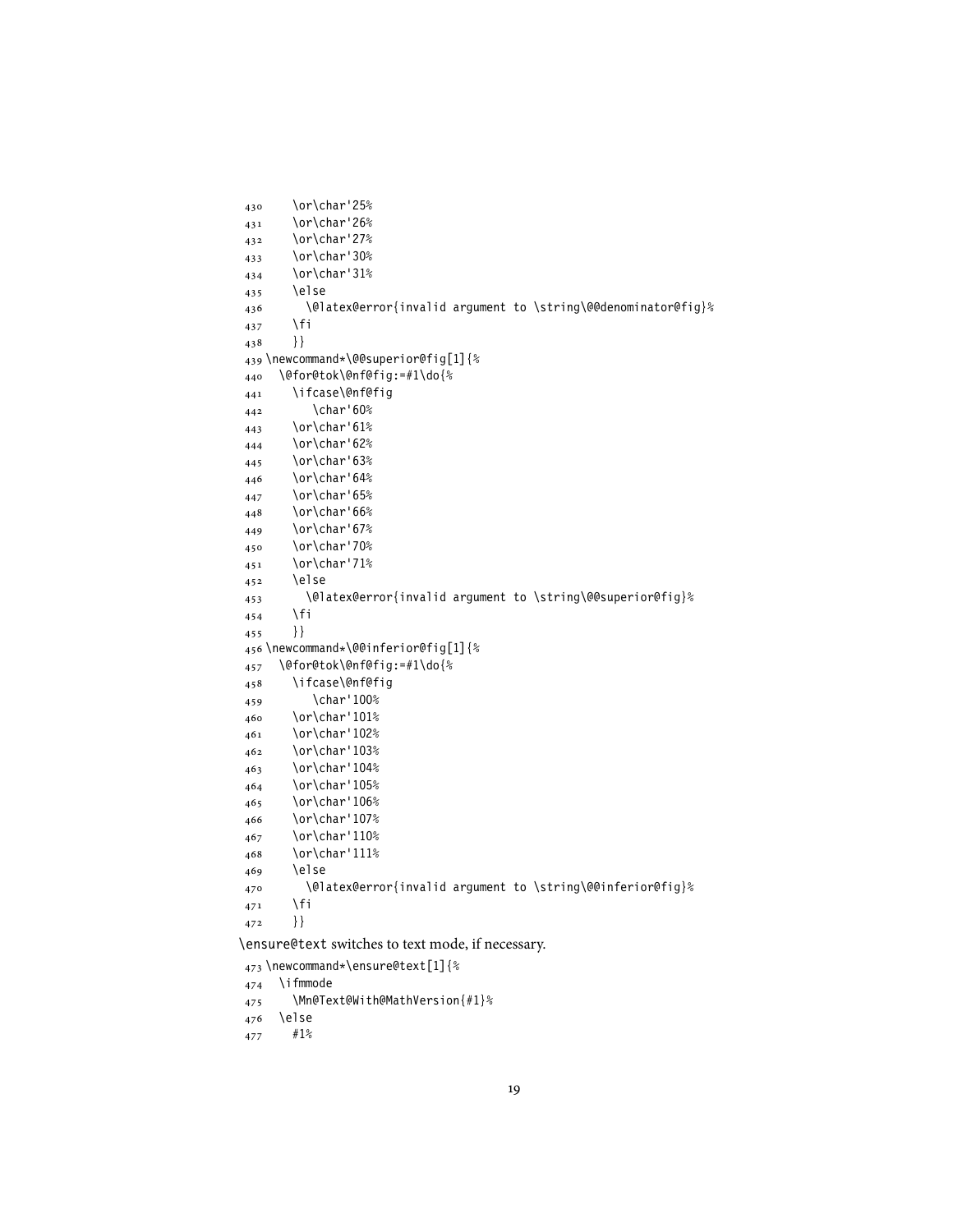```
430     \or\char'25%
431     \or\char'26%
432     \or\char'27%
433     \or\char'30%
434     \or\char'31%
435     \else
436       \@latex@error{invalid argument to \string\@@denominator@fig}%
437     \fi
438     }}
439 \newcommand*\@@superior@fig[1]{%
440   \@for@tok\@nf@fig:=#1\do{%
441     \ifcase\@nf@fig
442        \char'60%
443     \or\char'61%
444     \or\char'62%
445     \or\char'63%
446     \or\char'64%
447     \or\char'65%
448     \or\char'66%
449     \or\char'67%
450     \or\char'70%
451     \or\char'71%
452     \else
453       \@latex@error{invalid argument to \string\@@superior@fig}%
454     \fi
455     }}
456 \newcommand*\@@inferior@fig[1]{%
457   \@for@tok\@nf@fig:=#1\do{%
458     \ifcase\@nf@fig
459        \char'100%
460     \or\char'101%
461     \or\char'102%
462     \or\char'103%
463     \or\char'104%
464     \or\char'105%
465     \or\char'106%
466     \or\char'107%
467     \or\char'110%
468     \or\char'111%
469     \else
470       \@latex@error{invalid argument to \string\@@inferior@fig}%
471     \fi
472     }}
```

\ensure@text switches to text mode, if necessary.

```
473 \newcommand*\ensure@text[1]{%
474   \ifmmode
475     \Mn@Text@With@MathVersion{#1}%
476   \else
477     #1%
```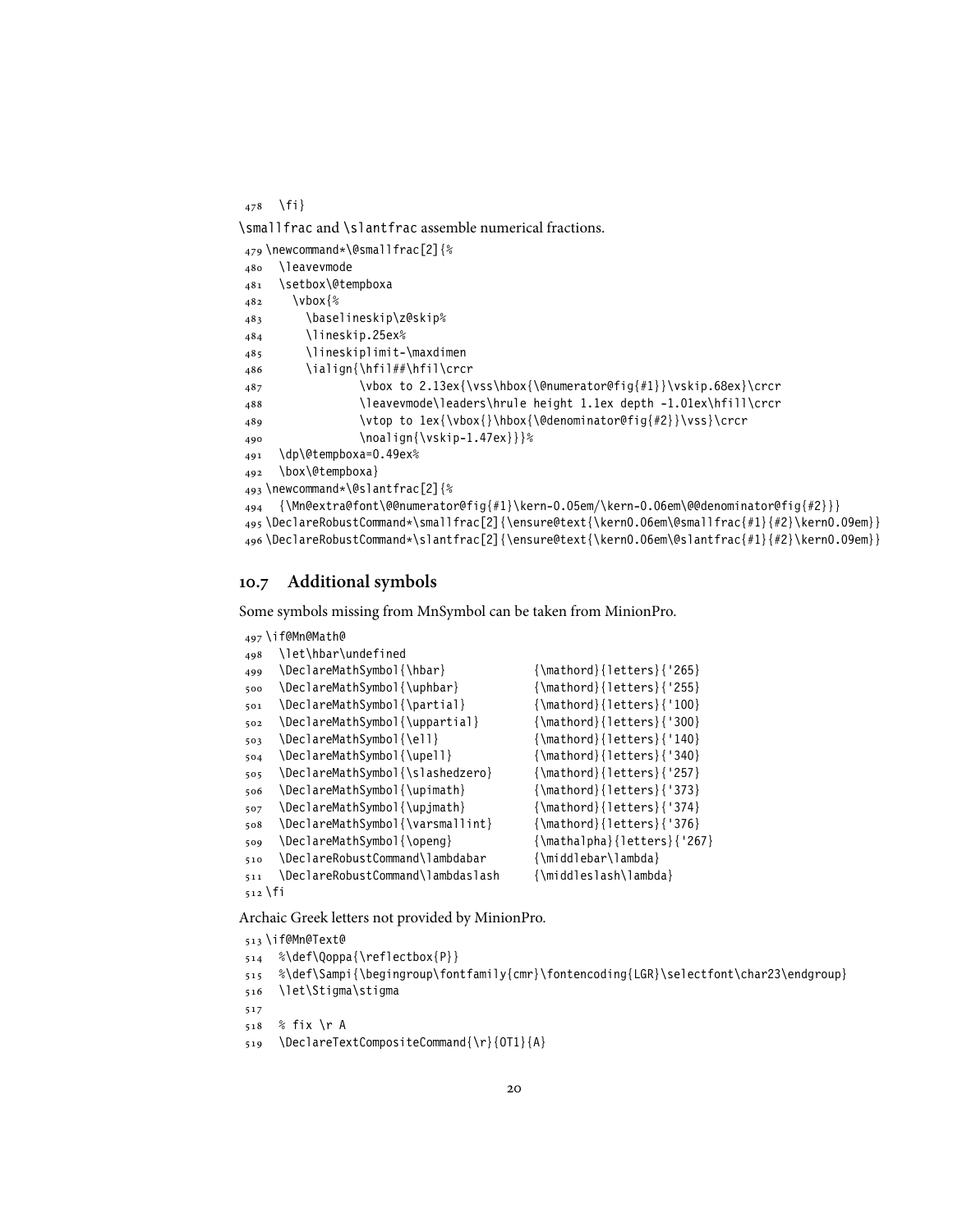```
478   \fi}
```

`\smallfrac` and `\slantfrac` assemble numerical fractions.

```
479 \newcommand*\@smallfrac[2]{%
480   \leavevmode
481   \setbox\@tempboxa
482     \vbox{%
483       \baselineskip\z@skip%
484       \lineskip.25ex%
485       \lineskiplimit-\maxdimen
486       \ialign{\hfil##\hfil\crcr
487               \vbox to 2.13ex{\vss\hbox{\@numerator@fig{#1}}\vskip.68ex}\crcr
488               \leavevmode\leaders\hrule height 1.1ex depth -1.01ex\hfill\crcr
489               \vtop to 1ex{\vbox{}\hbox{\@denominator@fig{#2}}\vss}\crcr
490               \noalign{\vskip-1.47ex}}}%
491   \dp\@tempboxa=0.49ex%
492   \box\@tempboxa}
493 \newcommand*\@slantfrac[2]{%
494   {\Mn@extra@font\@@numerator@fig{#1}\kern-0.05em/\kern-0.06em\@@denominator@fig{#2}}}
495 \DeclareRobustCommand*\smallfrac[2]{\ensure@text{\kern0.06em\@smallfrac{#1}{#2}\kern0.09em}}
496 \DeclareRobustCommand*\slantfrac[2]{\ensure@text{\kern0.06em\@slantfrac{#1}{#2}\kern0.09em}}
```

## 10.7 Additional symbols

Some symbols missing from MnSymbol can be taken from MinionPro.

```
497 \if@Mn@Math@
498   \let\hbar\undefined
499   \DeclareMathSymbol{\hbar}            {\mathord}{letters}{'265}
500   \DeclareMathSymbol{\uphbar}          {\mathord}{letters}{'255}
501   \DeclareMathSymbol{\partial}         {\mathord}{letters}{'100}
502   \DeclareMathSymbol{\uppartial}       {\mathord}{letters}{'300}
503   \DeclareMathSymbol{\ell}             {\mathord}{letters}{'140}
504   \DeclareMathSymbol{\upell}           {\mathord}{letters}{'340}
505   \DeclareMathSymbol{\slashedzero}     {\mathord}{letters}{'257}
506   \DeclareMathSymbol{\upimath}         {\mathord}{letters}{'373}
507   \DeclareMathSymbol{\upjmath}         {\mathord}{letters}{'374}
508   \DeclareMathSymbol{\varsmallint}     {\mathord}{letters}{'376}
509   \DeclareMathSymbol{\openg}           {\mathalpha}{letters}{'267}
510   \DeclareRobustCommand\lambdabar      {\middlebar\lambda}
511   \DeclareRobustCommand\lambdaslash    {\middleslash\lambda}
512 \fi
```

Archaic Greek letters not provided by MinionPro.

```
513 \if@Mn@Text@
514   %\def\Qoppa{\reflectbox{P}}
515   %\def\Sampi{\begingroup\fontfamily{cmr}\fontencoding{LGR}\selectfont\char23\endgroup}
516   \let\Stigma\stigma
517 
518   % fix \r A
519   \DeclareTextCompositeCommand{\r}{OT1}{A}
```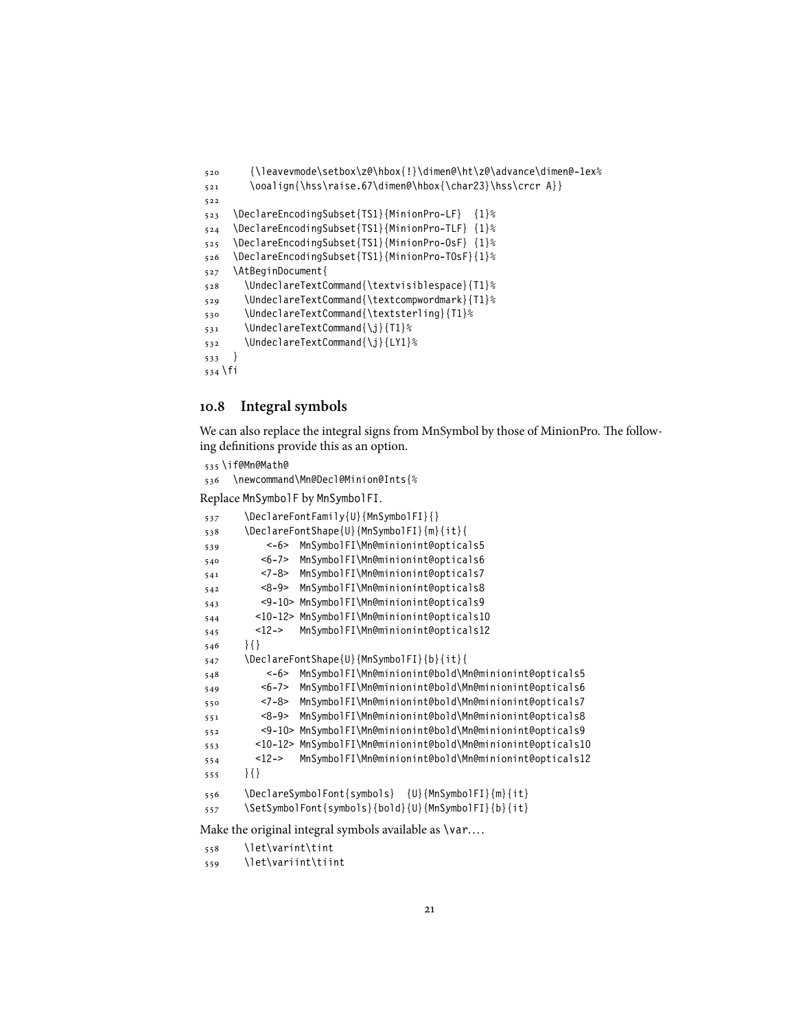```
520     {\leavevmode\setbox\z@\hbox{!}\dimen@\ht\z@\advance\dimen@-1ex%
521     \ooalign{\hss\raise.67\dimen@\hbox{\char23}\hss\crcr A}}
522
523  \DeclareEncodingSubset{TS1}{MinionPro-LF}  {1}%
524  \DeclareEncodingSubset{TS1}{MinionPro-TLF} {1}%
525  \DeclareEncodingSubset{TS1}{MinionPro-OsF} {1}%
526  \DeclareEncodingSubset{TS1}{MinionPro-TOsF}{1}%
527  \AtBeginDocument{
528    \UndeclareTextCommand{\textvisiblespace}{T1}%
529    \UndeclareTextCommand{\textcompwordmark}{T1}%
530    \UndeclareTextCommand{\textsterling}{T1}%
531    \UndeclareTextCommand{\j}{T1}%
532    \UndeclareTextCommand{\j}{LY1}%
533  }
534 \fi
```

## 10.8 Integral symbols

We can also replace the integral signs from MnSymbol by those of MinionPro. The following definitions provide this as an option.

```
535 \if@Mn@Math@
536   \newcommand\Mn@Decl@Minion@Ints{%
```

Replace MnSymbolF by MnSymbolFI.

```
537     \DeclareFontFamily{U}{MnSymbolFI}{}
538     \DeclareFontShape{U}{MnSymbolFI}{m}{it}{
539         <-6>  MnSymbolFI\Mn@minionint@opticals5
540        <6-7>  MnSymbolFI\Mn@minionint@opticals6
541        <7-8>  MnSymbolFI\Mn@minionint@opticals7
542        <8-9>  MnSymbolFI\Mn@minionint@opticals8
543        <9-10> MnSymbolFI\Mn@minionint@opticals9
544       <10-12> MnSymbolFI\Mn@minionint@opticals10
545       <12->   MnSymbolFI\Mn@minionint@opticals12
546     }{}
547     \DeclareFontShape{U}{MnSymbolFI}{b}{it}{
548         <-6>  MnSymbolFI\Mn@minionint@bold\Mn@minionint@opticals5
549        <6-7>  MnSymbolFI\Mn@minionint@bold\Mn@minionint@opticals6
550        <7-8>  MnSymbolFI\Mn@minionint@bold\Mn@minionint@opticals7
551        <8-9>  MnSymbolFI\Mn@minionint@bold\Mn@minionint@opticals8
552        <9-10> MnSymbolFI\Mn@minionint@bold\Mn@minionint@opticals9
553       <10-12> MnSymbolFI\Mn@minionint@bold\Mn@minionint@opticals10
554       <12->   MnSymbolFI\Mn@minionint@bold\Mn@minionint@opticals12
555     }{}
556     \DeclareSymbolFont{symbols}  {U}{MnSymbolFI}{m}{it}
557     \SetSymbolFont{symbols}{bold}{U}{MnSymbolFI}{b}{it}
```

Make the original integral symbols available as \var….

```
558     \let\varint\tint
559     \let\variint\tiint
```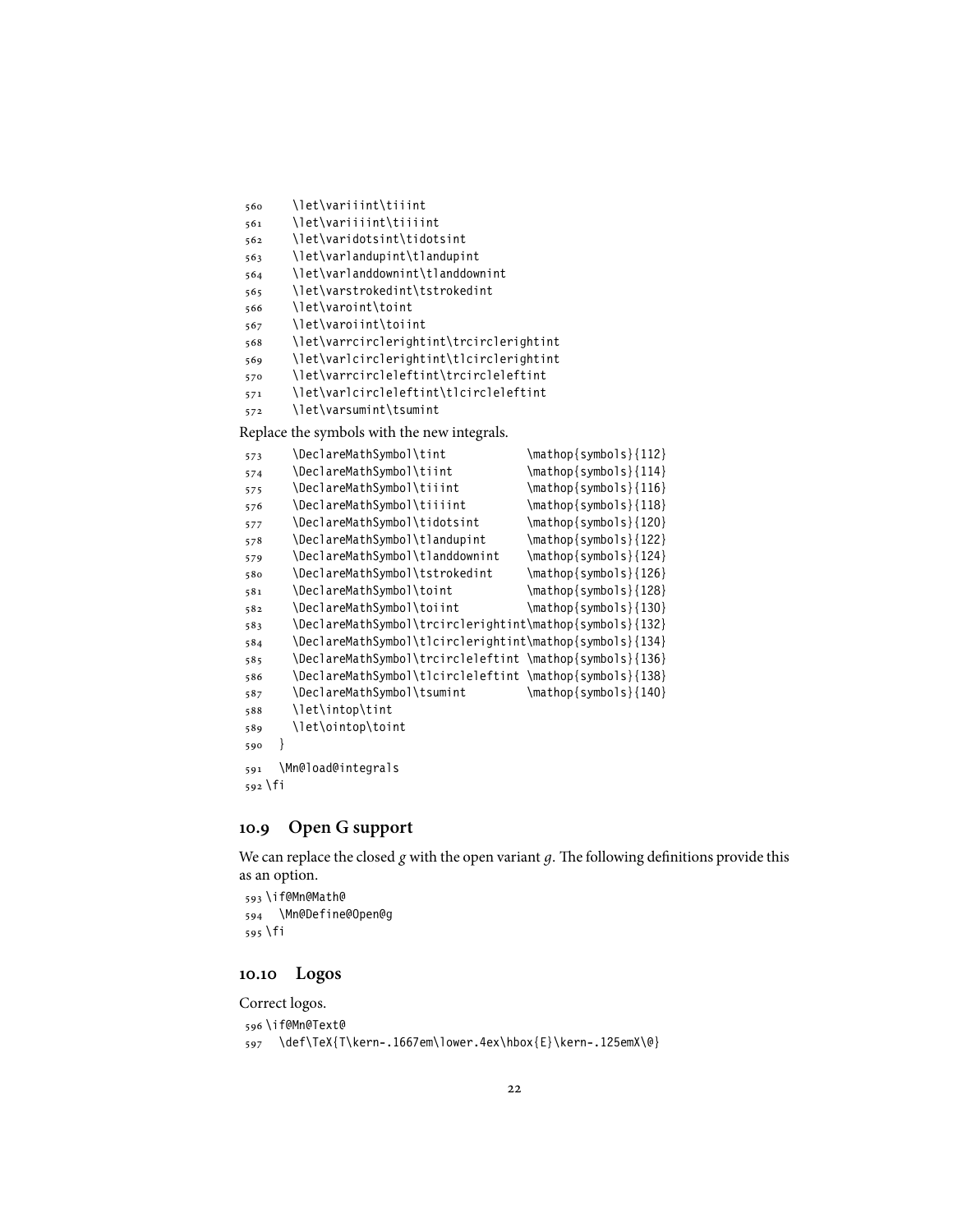```
560    \let\variiint\tiiint
561    \let\variiiint\tiiiint
562    \let\varidotsint\tidotsint
563    \let\varlandupint\tlandupint
564    \let\varlanddownint\tlanddownint
565    \let\varstrokedint\tstrokedint
566    \let\varoint\toint
567    \let\varoiint\toiint
568    \let\varrcirclerightint\trcirclerightint
569    \let\varlcirclerightint\tlcirclerightint
570    \let\varrcircleleftint\trcircleleftint
571    \let\varlcircleleftint\tlcircleleftint
572    \let\varsumint\tsumint
```

Replace the symbols with the new integrals.

```
573    \DeclareMathSymbol\tint             \mathop{symbols}{112}
574    \DeclareMathSymbol\tiint            \mathop{symbols}{114}
575    \DeclareMathSymbol\tiiint           \mathop{symbols}{116}
576    \DeclareMathSymbol\tiiiint          \mathop{symbols}{118}
577    \DeclareMathSymbol\tidotsint        \mathop{symbols}{120}
578    \DeclareMathSymbol\tlandupint       \mathop{symbols}{122}
579    \DeclareMathSymbol\tlanddownint     \mathop{symbols}{124}
580    \DeclareMathSymbol\tstrokedint      \mathop{symbols}{126}
581    \DeclareMathSymbol\toint            \mathop{symbols}{128}
582    \DeclareMathSymbol\toiint           \mathop{symbols}{130}
583    \DeclareMathSymbol\trcirclerightint\mathop{symbols}{132}
584    \DeclareMathSymbol\tlcirclerightint\mathop{symbols}{134}
585    \DeclareMathSymbol\trcircleleftint \mathop{symbols}{136}
586    \DeclareMathSymbol\tlcircleleftint \mathop{symbols}{138}
587    \DeclareMathSymbol\tsumint          \mathop{symbols}{140}
588    \let\intop\tint
589    \let\ointop\toint
590  }
591  \Mn@load@integrals
592 \fi
```

## 10.9 Open G support

We can replace the closed *g* with the open variant *g*. The following definitions provide this as an option.

```
593 \if@Mn@Math@
594   \Mn@Define@Open@g
595 \fi
```

## 10.10 Logos

Correct logos.

```
596 \if@Mn@Text@
597   \def\TeX{T\kern-.1667em\lower.4ex\hbox{E}\kern-.125emX\@}
```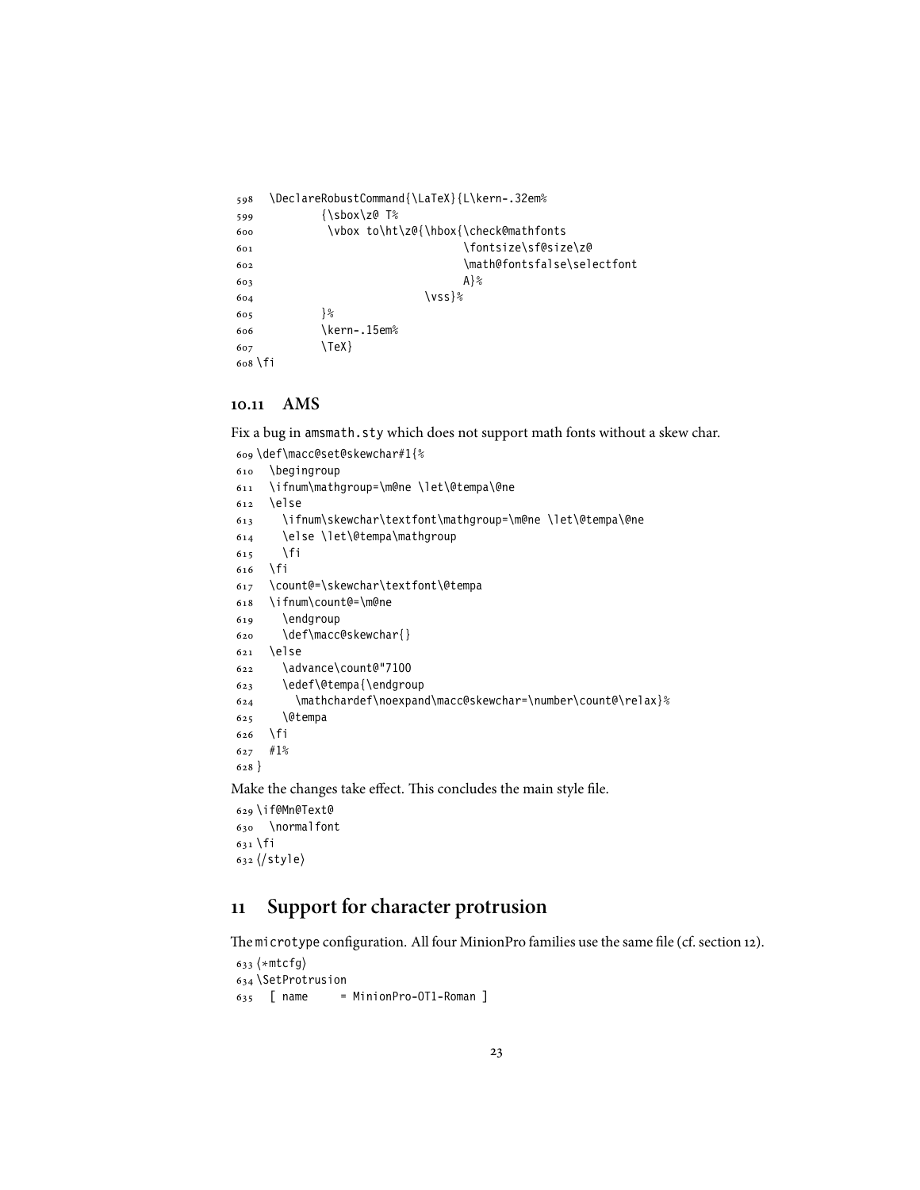```
598   \DeclareRobustCommand{\LaTeX}{L\kern-.32em%
599           {\sbox\z@ T%
600            \vbox to\ht\z@{\hbox{\check@mathfonts
601                                \fontsize\sf@size\z@
602                                \math@fontsfalse\selectfont
603                                A}%
604                         \vss}%
605           }%
606           \kern-.15em%
607           \TeX}
608 \fi
```

### 10.11 AMS

Fix a bug in amsmath.sty which does not support math fonts without a skew char.

```
609 \def\macc@set@skewchar#1{%
610   \begingroup
611   \ifnum\mathgroup=\m@ne \let\@tempa\@ne
612   \else
613     \ifnum\skewchar\textfont\mathgroup=\m@ne \let\@tempa\@ne
614     \else \let\@tempa\mathgroup
615     \fi
616   \fi
617   \count@=\skewchar\textfont\@tempa
618   \ifnum\count@=\m@ne
619     \endgroup
620     \def\macc@skewchar{}
621   \else
622     \advance\count@"7100
623     \edef\@tempa{\endgroup
624       \mathchardef\noexpand\macc@skewchar=\number\count@\relax}%
625     \@tempa
626   \fi
627   #1%
628 }
```

Make the changes take effect. This concludes the main style file.

```
629 \if@Mn@Text@
630   \normalfont
631 \fi
632 ⟨/style⟩
```

## 11 Support for character protrusion

The microtype configuration. All four MinionPro families use the same file (cf. section 12).

```
633 ⟨*mtcfg⟩
634 \SetProtrusion
635   [ name     = MinionPro-OT1-Roman ]
```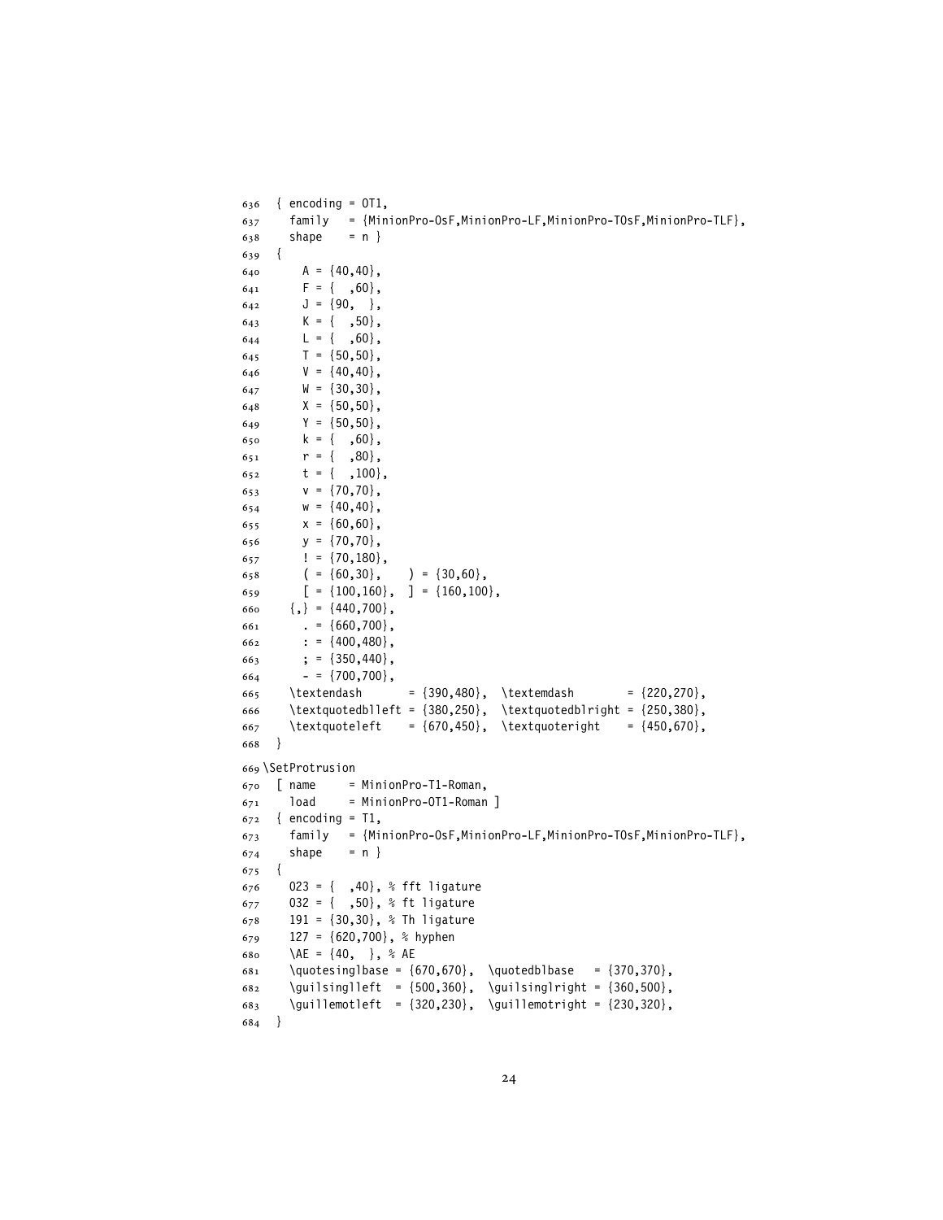```
636  { encoding = OT1,
637    family   = {MinionPro-OsF,MinionPro-LF,MinionPro-TOsF,MinionPro-TLF},
638    shape    = n }
639  {
640      A = {40,40},
641      F = {  ,60},
642      J = {90,  },
643      K = {  ,50},
644      L = {  ,60},
645      T = {50,50},
646      V = {40,40},
647      W = {30,30},
648      X = {50,50},
649      Y = {50,50},
650      k = {  ,60},
651      r = {  ,80},
652      t = {  ,100},
653      v = {70,70},
654      w = {40,40},
655      x = {60,60},
656      y = {70,70},
657      ! = {70,180},
658      ( = {60,30},    ) = {30,60},
659      [ = {100,160},  ] = {160,100},
660    {,} = {440,700},
661      . = {660,700},
662      : = {400,480},
663      ; = {350,440},
664      - = {700,700},
665    \textendash       = {390,480},  \textemdash        = {220,270},
666    \textquotedblleft = {380,250},  \textquotedblright = {250,380},
667    \textquoteleft    = {670,450},  \textquoteright    = {450,670},
668  }
669 \SetProtrusion
670  [ name     = MinionPro-T1-Roman,
671    load     = MinionPro-OT1-Roman ]
672  { encoding = T1,
673    family   = {MinionPro-OsF,MinionPro-LF,MinionPro-TOsF,MinionPro-TLF},
674    shape    = n }
675  {
676    023 = {  ,40}, % fft ligature
677    032 = {  ,50}, % ft ligature
678    191 = {30,30}, % Th ligature
679    127 = {620,700}, % hyphen
680    \AE = {40,  }, % AE
681    \quotesinglbase = {670,670},  \quotedblbase   = {370,370},
682    \guilsinglleft  = {500,360},  \guilsinglright = {360,500},
683    \guillemotleft  = {320,230},  \guillemotright = {230,320},
684  }
```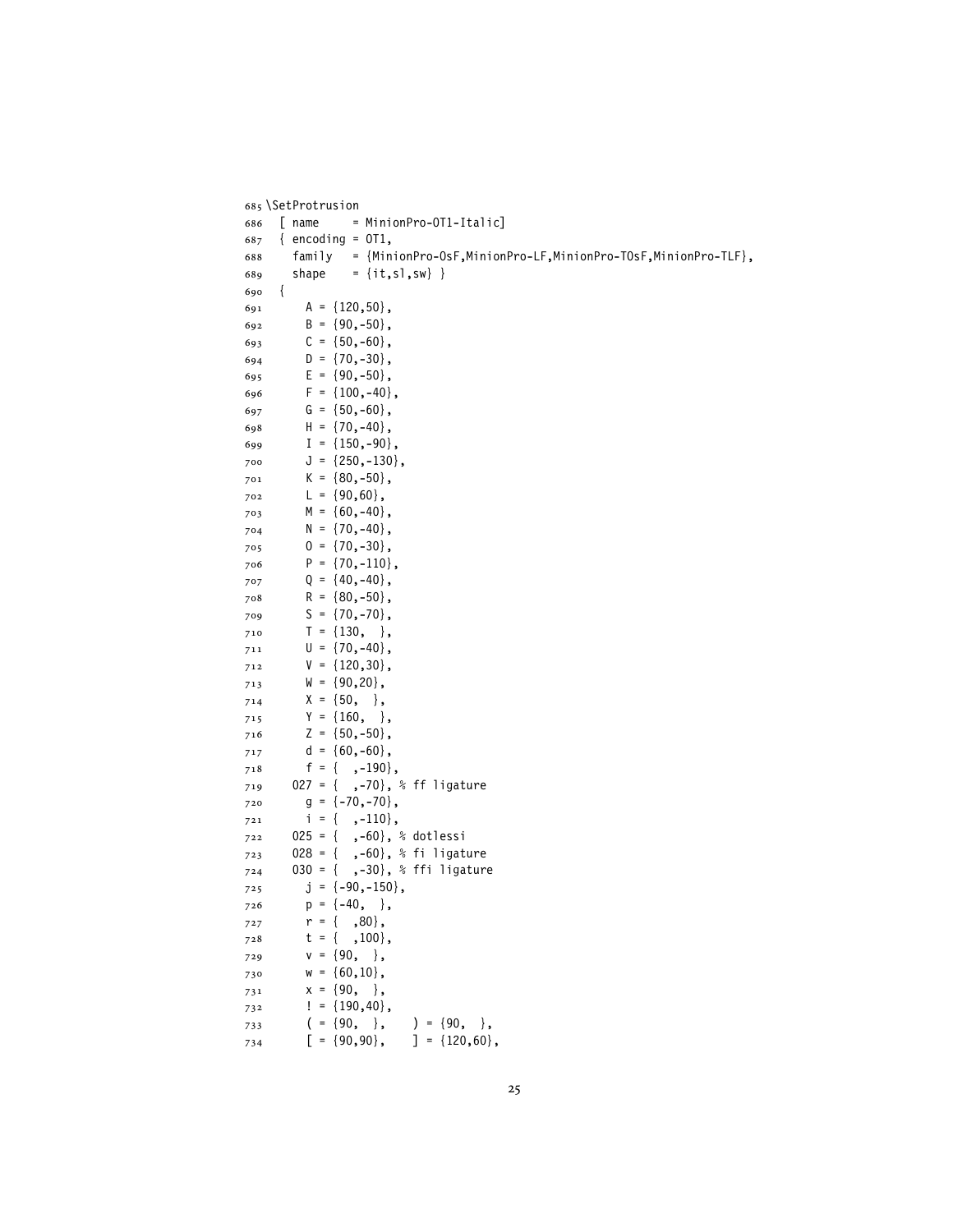```
685 \SetProtrusion
686   [ name     = MinionPro-OT1-Italic]
687   { encoding = OT1,
688     family   = {MinionPro-OsF,MinionPro-LF,MinionPro-TOsF,MinionPro-TLF},
689     shape    = {it,sl,sw} }
690   {
691       A = {120,50},
692       B = {90,-50},
693       C = {50,-60},
694       D = {70,-30},
695       E = {90,-50},
696       F = {100,-40},
697       G = {50,-60},
698       H = {70,-40},
699       I = {150,-90},
700       J = {250,-130},
701       K = {80,-50},
702       L = {90,60},
703       M = {60,-40},
704       N = {70,-40},
705       O = {70,-30},
706       P = {70,-110},
707       Q = {40,-40},
708       R = {80,-50},
709       S = {70,-70},
710       T = {130,  },
711       U = {70,-40},
712       V = {120,30},
713       W = {90,20},
714       X = {50,  },
715       Y = {160,  },
716       Z = {50,-50},
717       d = {60,-60},
718       f = {   ,-190},
719     027 = {   ,-70}, % ff ligature
720       g = {-70,-70},
721       i = {   ,-110},
722     025 = {   ,-60}, % dotlessi
723     028 = {   ,-60}, % fi ligature
724     030 = {   ,-30}, % ffi ligature
725       j = {-90,-150},
726       p = {-40,  },
727       r = {   ,80},
728       t = {   ,100},
729       v = {90,  },
730       w = {60,10},
731       x = {90,  },
732       ! = {190,40},
733       ( = {90,  },    ) = {90,  },
734       [ = {90,90},    ] = {120,60},
```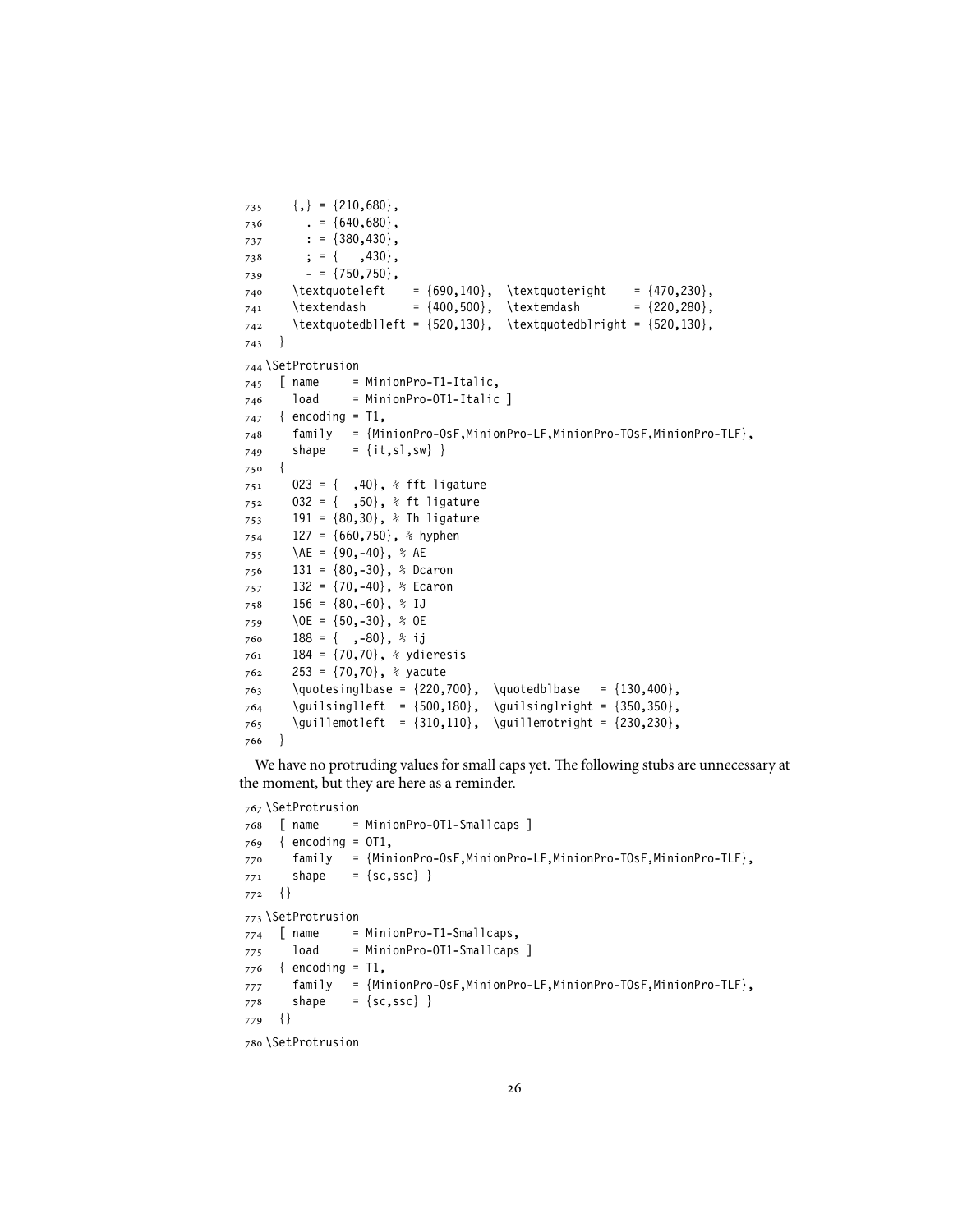```
735    {,} = {210,680},
736      . = {640,680},
737      : = {380,430},
738      ; = {   ,430},
739      - = {750,750},
740    \textquoteleft    = {690,140},  \textquoteright    = {470,230},
741    \textendash       = {400,500},  \textemdash        = {220,280},
742    \textquotedblleft = {520,130},  \textquotedblright = {520,130},
743  }
744 \SetProtrusion
745  [ name     = MinionPro-T1-Italic,
746    load     = MinionPro-OT1-Italic ]
747  { encoding = T1,
748    family   = {MinionPro-OsF,MinionPro-LF,MinionPro-TOsF,MinionPro-TLF},
749    shape    = {it,sl,sw} }
750  {
751    023 = {  ,40}, % fft ligature
752    032 = {  ,50}, % ft ligature
753    191 = {80,30}, % Th ligature
754    127 = {660,750}, % hyphen
755    \AE = {90,-40}, % AE
756    131 = {80,-30}, % Dcaron
757    132 = {70,-40}, % Ecaron
758    156 = {80,-60}, % IJ
759    \OE = {50,-30}, % OE
760    188 = {  ,-80}, % ij
761    184 = {70,70}, % ydieresis
762    253 = {70,70}, % yacute
763    \quotesinglbase = {220,700},  \quotedblbase   = {130,400},
764    \guilsinglleft  = {500,180},  \guilsinglright = {350,350},
765    \guillemotleft  = {310,110},  \guillemotright = {230,230},
766  }
```

We have no protruding values for small caps yet. The following stubs are unnecessary at the moment, but they are here as a reminder.

```
767 \SetProtrusion
768  [ name     = MinionPro-OT1-Smallcaps ]
769  { encoding = OT1,
770    family   = {MinionPro-OsF,MinionPro-LF,MinionPro-TOsF,MinionPro-TLF},
771    shape    = {sc,ssc} }
772  {}
773 \SetProtrusion
774  [ name     = MinionPro-T1-Smallcaps,
775    load     = MinionPro-OT1-Smallcaps ]
776  { encoding = T1,
777    family   = {MinionPro-OsF,MinionPro-LF,MinionPro-TOsF,MinionPro-TLF},
778    shape    = {sc,ssc} }
779  {}
780 \SetProtrusion
```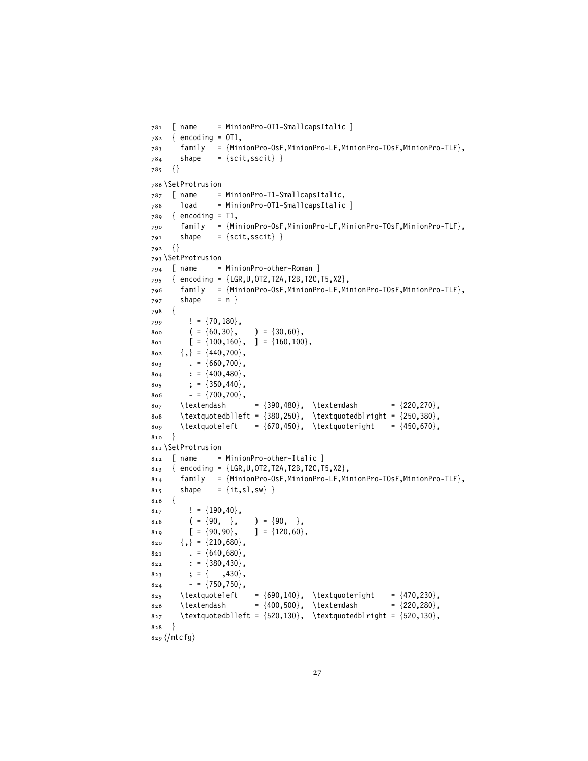```
781   [ name     = MinionPro-OT1-SmallcapsItalic ]
782   { encoding = OT1,
783     family   = {MinionPro-OsF,MinionPro-LF,MinionPro-TOsF,MinionPro-TLF},
784     shape    = {scit,sscit} }
785   {}
786 \SetProtrusion
787   [ name     = MinionPro-T1-SmallcapsItalic,
788     load     = MinionPro-OT1-SmallcapsItalic ]
789   { encoding = T1,
790     family   = {MinionPro-OsF,MinionPro-LF,MinionPro-TOsF,MinionPro-TLF},
791     shape    = {scit,sscit} }
792   {}
793 \SetProtrusion
794   [ name     = MinionPro-other-Roman ]
795   { encoding = {LGR,U,OT2,T2A,T2B,T2C,T5,X2},
796     family   = {MinionPro-OsF,MinionPro-LF,MinionPro-TOsF,MinionPro-TLF},
797     shape    = n }
798   {
799       ! = {70,180},
800       ( = {60,30},    ) = {30,60},
801       [ = {100,160},  ] = {160,100},
802     {,} = {440,700},
803       . = {660,700},
804       : = {400,480},
805       ; = {350,440},
806       - = {700,700},
807     \textendash       = {390,480},  \textemdash        = {220,270},
808     \textquotedblleft = {380,250},  \textquotedblright = {250,380},
809     \textquoteleft    = {670,450},  \textquoteright    = {450,670},
810   }
811 \SetProtrusion
812   [ name     = MinionPro-other-Italic ]
813   { encoding = {LGR,U,OT2,T2A,T2B,T2C,T5,X2},
814     family   = {MinionPro-OsF,MinionPro-LF,MinionPro-TOsF,MinionPro-TLF},
815     shape    = {it,sl,sw} }
816   {
817       ! = {190,40},
818       ( = {90,  },    ) = {90,  },
819       [ = {90,90},    ] = {120,60},
820     {,} = {210,680},
821       . = {640,680},
822       : = {380,430},
823       ; = {   ,430},
824       - = {750,750},
825     \textquoteleft    = {690,140},  \textquoteright    = {470,230},
826     \textendash       = {400,500},  \textemdash        = {220,280},
827     \textquotedblleft = {520,130},  \textquotedblright = {520,130},
828   }
829 </mtcfg>
```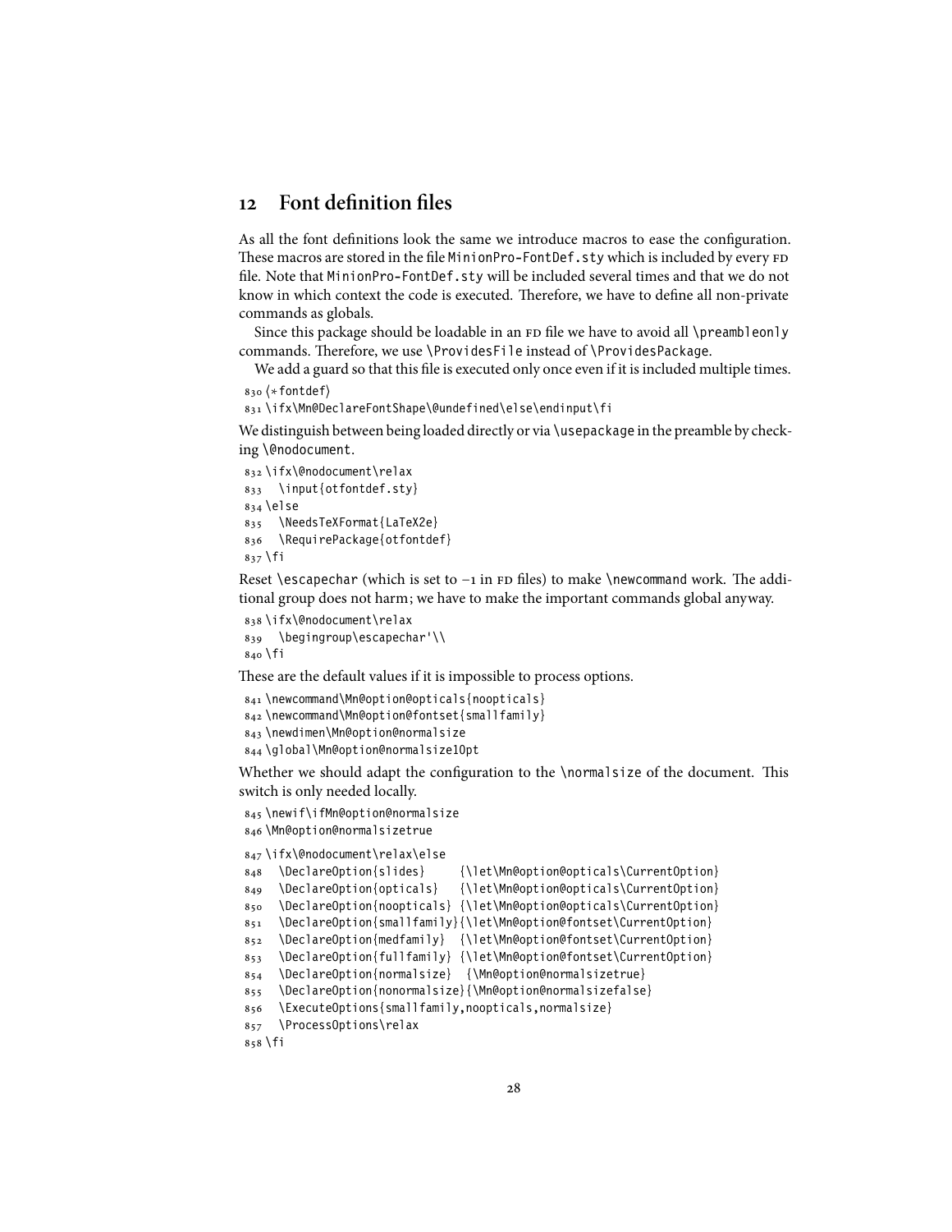## 12 Font definition files

As all the font definitions look the same we introduce macros to ease the configuration. These macros are stored in the file `MinionPro-FontDef.sty` which is included by every FD file. Note that `MinionPro-FontDef.sty` will be included several times and that we do not know in which context the code is executed. Therefore, we have to define all non-private commands as globals.

Since this package should be loadable in an FD file we have to avoid all `\preambleonly` commands. Therefore, we use `\ProvidesFile` instead of `\ProvidesPackage`.

We add a guard so that this file is executed only once even if it is included multiple times.

```
830 ⟨*fontdef⟩
831 \ifx\Mn@DeclareFontShape\@undefined\else\endinput\fi
```

We distinguish between being loaded directly or via `\usepackage` in the preamble by checking `\@nodocument`.

```
832 \ifx\@nodocument\relax
833   \input{otfontdef.sty}
834 \else
835   \NeedsTeXFormat{LaTeX2e}
836   \RequirePackage{otfontdef}
837 \fi
```

Reset `\escapechar` (which is set to −1 in FD files) to make `\newcommand` work. The additional group does not harm; we have to make the important commands global anyway.

```
838 \ifx\@nodocument\relax
839   \begingroup\escapechar'\\
840 \fi
```

These are the default values if it is impossible to process options.

```
841 \newcommand\Mn@option@opticals{noopticals}
842 \newcommand\Mn@option@fontset{smallfamily}
843 \newdimen\Mn@option@normalsize
844 \global\Mn@option@normalsize10pt
```

Whether we should adapt the configuration to the `\normalsize` of the document. This switch is only needed locally.

```
845 \newif\ifMn@option@normalsize
846 \Mn@option@normalsizetrue
847 \ifx\@nodocument\relax\else
848   \DeclareOption{slides}     {\let\Mn@option@opticals\CurrentOption}
849   \DeclareOption{opticals}   {\let\Mn@option@opticals\CurrentOption}
850   \DeclareOption{noopticals} {\let\Mn@option@opticals\CurrentOption}
851   \DeclareOption{smallfamily}{\let\Mn@option@fontset\CurrentOption}
852   \DeclareOption{medfamily}  {\let\Mn@option@fontset\CurrentOption}
853   \DeclareOption{fullfamily} {\let\Mn@option@fontset\CurrentOption}
854   \DeclareOption{normalsize}  {\Mn@option@normalsizetrue}
855   \DeclareOption{nonormalsize}{\Mn@option@normalsizefalse}
856   \ExecuteOptions{smallfamily,noopticals,normalsize}
857   \ProcessOptions\relax
858 \fi
```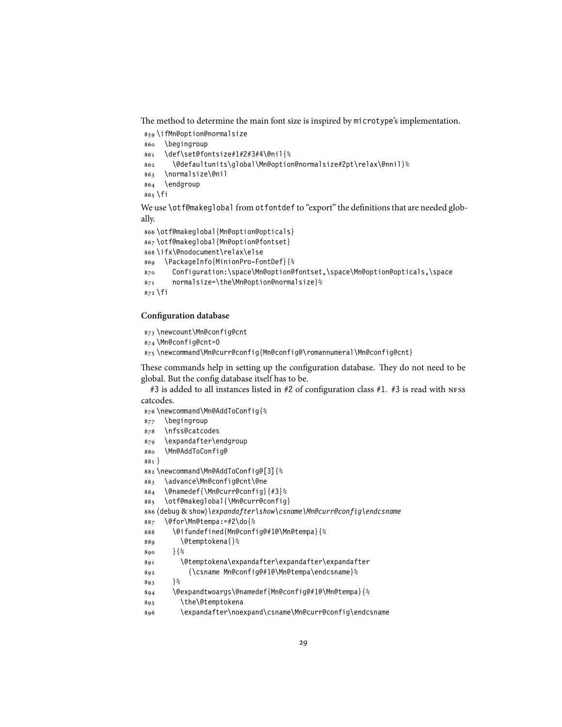The method to determine the main font size is inspired by microtype's implementation.

```
859 \ifMn@option@normalsize
860   \begingroup
861   \def\set@fontsize#1#2#3#4\@nil{%
862     \@defaultunits\global\Mn@option@normalsize#2pt\relax\@nnil}%
863   \normalsize\@nil
864   \endgroup
865 \fi
```

We use \otf@makeglobal from otfontdef to "export" the definitions that are needed globally.

```
866 \otf@makeglobal{Mn@option@opticals}
867 \otf@makeglobal{Mn@option@fontset}
868 \ifx\@nodocument\relax\else
869   \PackageInfo{MinionPro-FontDef}{%
870     Configuration:\space\Mn@option@fontset,\space\Mn@option@opticals,\space
871     normalsize=\the\Mn@option@normalsize}%
872 \fi
```

### Configuration database

```
873 \newcount\Mn@config@cnt
874 \Mn@config@cnt=0
875 \newcommand\Mn@curr@config{Mn@config@\romannumeral\Mn@config@cnt}
```

These commands help in setting up the configuration database. They do not need to be global. But the config database itself has to be.

#3 is added to all instances listed in #2 of configuration class #1. #3 is read with NFSS catcodes.

```
876 \newcommand\Mn@AddToConfig{%
877   \begingroup
878   \nfss@catcodes
879   \expandafter\endgroup
880   \Mn@AddToConfig@
881 }
882 \newcommand\Mn@AddToConfig@[3]{%
883   \advance\Mn@config@cnt\@ne
884   \@namedef{\Mn@curr@config}{#3}%
885   \otf@makeglobal{\Mn@curr@config}
886 ⟨debug & show⟩\expandafter\show\csname\Mn@curr@config\endcsname
887   \@for\Mn@tempa:=#2\do{%
888     \@ifundefined{Mn@config@#1@\Mn@tempa}{%
889       \@temptokena{}%
890     }{%
891       \@temptokena\expandafter\expandafter\expandafter
892         {\csname Mn@config@#1@\Mn@tempa\endcsname}%
893     }%
894     \@expandtwoargs\@namedef{Mn@config@#1@\Mn@tempa}{%
895       \the\@temptokena
896       \expandafter\noexpand\csname\Mn@curr@config\endcsname
```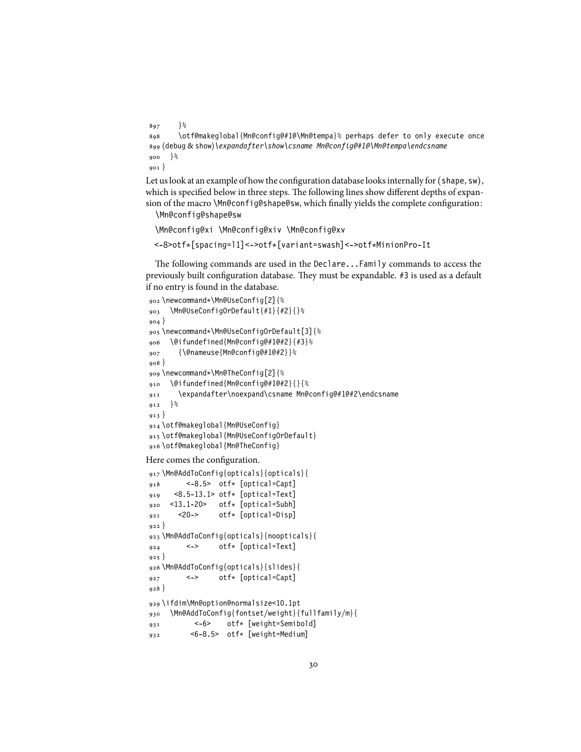```
897     }%
898     \otf@makeglobal{Mn@config@#1@\Mn@tempa}% perhaps defer to only execute once
899 ⟨debug & show⟩\expandafter\show\csname Mn@config@#1@\Mn@tempa\endcsname
900   }%
901 }
```

Let us look at an example of how the configuration database looks internally for (shape, sw), which is specified below in three steps. The following lines show different depths of expansion of the macro \Mn@config@shape@sw, which finally yields the complete configuration:

```
\Mn@config@shape@sw

\Mn@config@xi \Mn@config@xiv \Mn@config@xv

<-8>otf*[spacing=l1]<->otf*[variant=swash]<->otf*MinionPro-It
```

The following commands are used in the Declare...Family commands to access the previously built configuration database. They must be expandable. #3 is used as a default if no entry is found in the database.

```
902 \newcommand*\Mn@UseConfig[2]{%
903   \Mn@UseConfigOrDefault{#1}{#2}{}%
904 }
905 \newcommand*\Mn@UseConfigOrDefault[3]{%
906   \@ifundefined{Mn@config@#1@#2}{#3}%
907     {\@nameuse{Mn@config@#1@#2}}%
908 }
909 \newcommand*\Mn@TheConfig[2]{%
910   \@ifundefined{Mn@config@#1@#2}{}{%
911     \expandafter\noexpand\csname Mn@config@#1@#2\endcsname
912   }%
913 }
914 \otf@makeglobal{Mn@UseConfig}
915 \otf@makeglobal{Mn@UseConfigOrDefault}
916 \otf@makeglobal{Mn@TheConfig}
```

Here comes the configuration.

```
917 \Mn@AddToConfig{opticals}{opticals}{
918       <-8.5>  otf* [optical=Capt]
919    <8.5-13.1> otf* [optical=Text]
920   <13.1-20>   otf* [optical=Subh]
921     <20->     otf* [optical=Disp]
922 }
923 \Mn@AddToConfig{opticals}{noopticals}{
924       <->     otf* [optical=Text]
925 }
926 \Mn@AddToConfig{opticals}{slides}{
927       <->     otf* [optical=Capt]
928 }
929 \ifdim\Mn@option@normalsize<10.1pt
930   \Mn@AddToConfig{fontset/weight}{fullfamily/m}{
931         <-6>    otf* [weight=Semibold]
932        <6-8.5>  otf* [weight=Medium]
```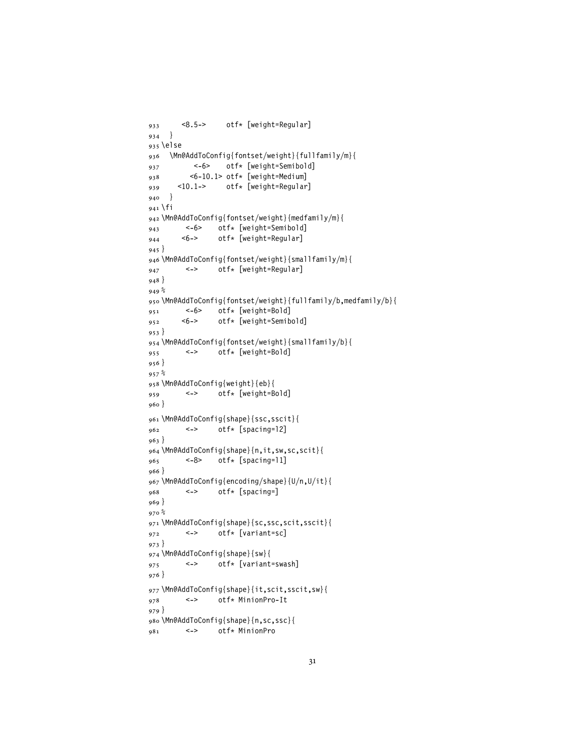```
933      <8.5->      otf* [weight=Regular]
934   }
935 \else
936   \Mn@AddToConfig{fontset/weight}{fullfamily/m}{
937          <-6>     otf* [weight=Semibold]
938        <6-10.1> otf* [weight=Medium]
939     <10.1->      otf* [weight=Regular]
940   }
941 \fi
942 \Mn@AddToConfig{fontset/weight}{medfamily/m}{
943       <-6>     otf* [weight=Semibold]
944      <6->      otf* [weight=Regular]
945 }
946 \Mn@AddToConfig{fontset/weight}{smallfamily/m}{
947       <->      otf* [weight=Regular]
948 }
949 %
950 \Mn@AddToConfig{fontset/weight}{fullfamily/b,medfamily/b}{
951       <-6>     otf* [weight=Bold]
952      <6->      otf* [weight=Semibold]
953 }
954 \Mn@AddToConfig{fontset/weight}{smallfamily/b}{
955       <->      otf* [weight=Bold]
956 }
957 %
958 \Mn@AddToConfig{weight}{eb}{
959       <->      otf* [weight=Bold]
960 }
961 \Mn@AddToConfig{shape}{ssc,sscit}{
962       <->      otf* [spacing=l2]
963 }
964 \Mn@AddToConfig{shape}{n,it,sw,sc,scit}{
965       <-8>     otf* [spacing=l1]
966 }
967 \Mn@AddToConfig{encoding/shape}{U/n,U/it}{
968       <->      otf* [spacing=]
969 }
970 %
971 \Mn@AddToConfig{shape}{sc,ssc,scit,sscit}{
972       <->      otf* [variant=sc]
973 }
974 \Mn@AddToConfig{shape}{sw}{
975       <->      otf* [variant=swash]
976 }
977 \Mn@AddToConfig{shape}{it,scit,sscit,sw}{
978       <->      otf* MinionPro-It
979 }
980 \Mn@AddToConfig{shape}{n,sc,ssc}{
981       <->      otf* MinionPro
```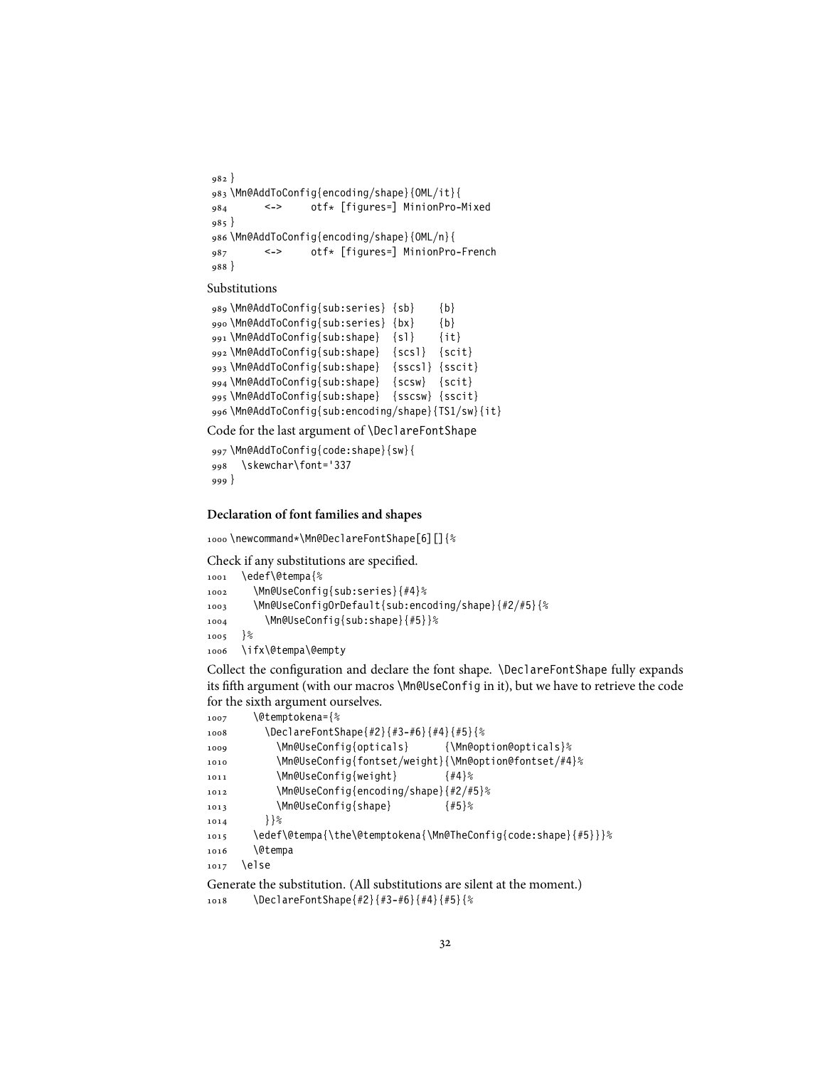```
982 }
983 \Mn@AddToConfig{encoding/shape}{OML/it}{
984       <->     otf* [figures=] MinionPro-Mixed
985 }
986 \Mn@AddToConfig{encoding/shape}{OML/n}{
987       <->     otf* [figures=] MinionPro-French
988 }
```

Substitutions

```
989 \Mn@AddToConfig{sub:series} {sb}    {b}
990 \Mn@AddToConfig{sub:series} {bx}    {b}
991 \Mn@AddToConfig{sub:shape}  {sl}    {it}
992 \Mn@AddToConfig{sub:shape}  {scsl}  {scit}
993 \Mn@AddToConfig{sub:shape}  {sscsl} {sscit}
994 \Mn@AddToConfig{sub:shape}  {scsw}  {scit}
995 \Mn@AddToConfig{sub:shape}  {sscsw} {sscit}
996 \Mn@AddToConfig{sub:encoding/shape}{TS1/sw}{it}
```

Code for the last argument of `\DeclareFontShape`

```
997 \Mn@AddToConfig{code:shape}{sw}{
998   \skewchar\font='337
999 }
```

### Declaration of font families and shapes

```
1000 \newcommand*\Mn@DeclareFontShape[6][]{%
```

Check if any substitutions are specified.

```
1001   \edef\@tempa{%
1002     \Mn@UseConfig{sub:series}{#4}%
1003     \Mn@UseConfigOrDefault{sub:encoding/shape}{#2/#5}{%
1004       \Mn@UseConfig{sub:shape}{#5}}%
1005   }%
1006   \ifx\@tempa\@empty
```

Collect the configuration and declare the font shape. `\DeclareFontShape` fully expands its fifth argument (with our macros `\Mn@UseConfig` in it), but we have to retrieve the code for the sixth argument ourselves.

```
1007     \@temptokena={%
1008       \DeclareFontShape{#2}{#3-#6}{#4}{#5}{%
1009         \Mn@UseConfig{opticals}       {\Mn@option@opticals}%
1010         \Mn@UseConfig{fontset/weight}{\Mn@option@fontset/#4}%
1011         \Mn@UseConfig{weight}         {#4}%
1012         \Mn@UseConfig{encoding/shape}{#2/#5}%
1013         \Mn@UseConfig{shape}          {#5}%
1014       }}%
1015     \edef\@tempa{\the\@temptokena{\Mn@TheConfig{code:shape}{#5}}}%
1016     \@tempa
1017   \else
```

Generate the substitution. (All substitutions are silent at the moment.)

```
1018     \DeclareFontShape{#2}{#3-#6}{#4}{#5}{%
```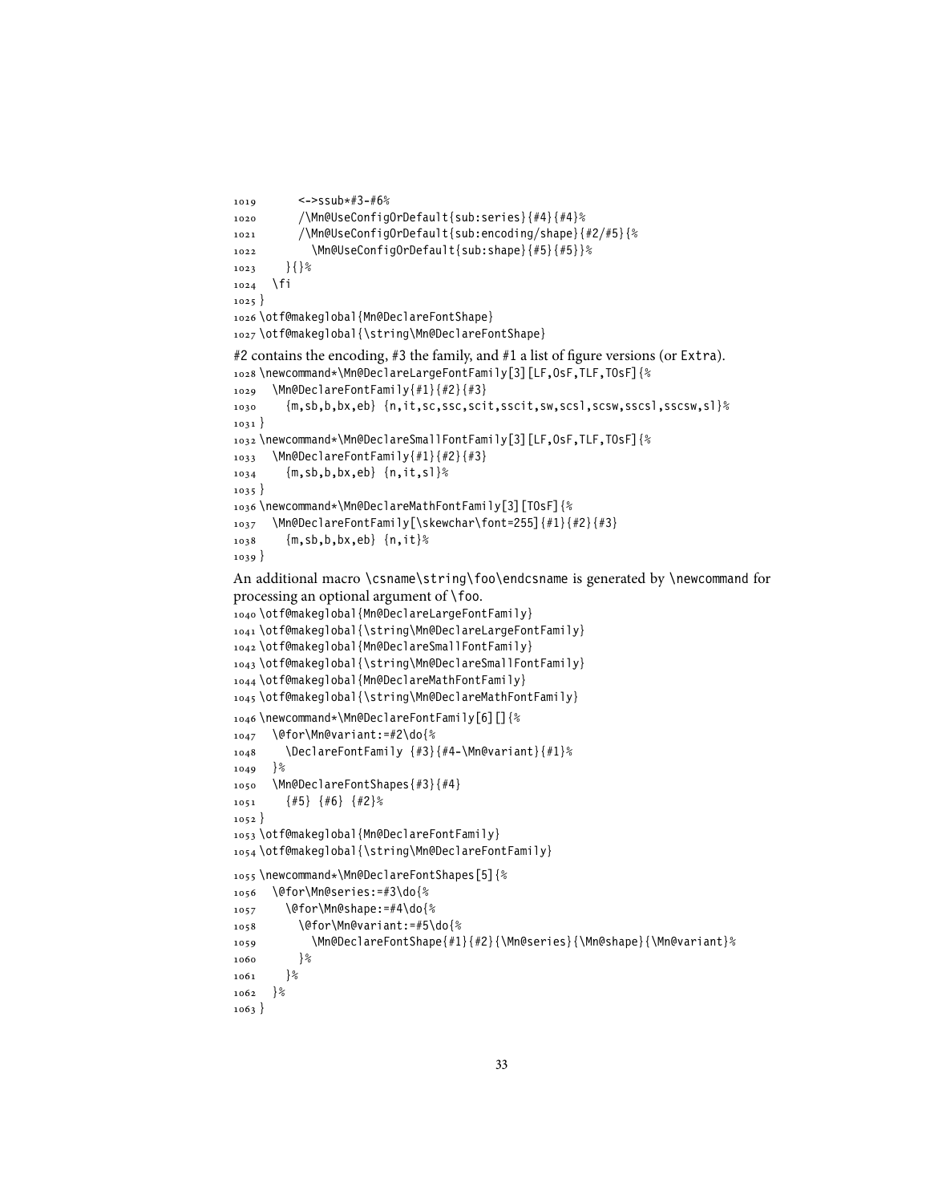```
1019       <->ssub*#3-#6%
1020       /\Mn@UseConfigOrDefault{sub:series}{#4}{#4}%
1021       /\Mn@UseConfigOrDefault{sub:encoding/shape}{#2/#5}{%
1022         \Mn@UseConfigOrDefault{sub:shape}{#5}{#5}}%
1023     }{}%
1024   \fi
1025 }
1026 \otf@makeglobal{Mn@DeclareFontShape}
1027 \otf@makeglobal{\string\Mn@DeclareFontShape}
```

#2 contains the encoding, #3 the family, and #1 a list of figure versions (or Extra).

```
1028 \newcommand*\Mn@DeclareLargeFontFamily[3][LF,OsF,TLF,TOsF]{%
1029   \Mn@DeclareFontFamily{#1}{#2}{#3}
1030     {m,sb,b,bx,eb} {n,it,sc,ssc,scit,sscit,sw,scsl,scsw,sscsl,sscsw,sl}%
1031 }
1032 \newcommand*\Mn@DeclareSmallFontFamily[3][LF,OsF,TLF,TOsF]{%
1033   \Mn@DeclareFontFamily{#1}{#2}{#3}
1034     {m,sb,b,bx,eb} {n,it,sl}%
1035 }
1036 \newcommand*\Mn@DeclareMathFontFamily[3][TOsF]{%
1037   \Mn@DeclareFontFamily[\skewchar\font=255]{#1}{#2}{#3}
1038     {m,sb,b,bx,eb} {n,it}%
1039 }
```

An additional macro \csname\string\foo\endcsname is generated by \newcommand for processing an optional argument of \foo.

```
1040 \otf@makeglobal{Mn@DeclareLargeFontFamily}
1041 \otf@makeglobal{\string\Mn@DeclareLargeFontFamily}
1042 \otf@makeglobal{Mn@DeclareSmallFontFamily}
1043 \otf@makeglobal{\string\Mn@DeclareSmallFontFamily}
1044 \otf@makeglobal{Mn@DeclareMathFontFamily}
1045 \otf@makeglobal{\string\Mn@DeclareMathFontFamily}
1046 \newcommand*\Mn@DeclareFontFamily[6][]{%
1047   \@for\Mn@variant:=#2\do{%
1048     \DeclareFontFamily {#3}{#4-\Mn@variant}{#1}%
1049   }%
1050   \Mn@DeclareFontShapes{#3}{#4}
1051     {#5} {#6} {#2}%
1052 }
1053 \otf@makeglobal{Mn@DeclareFontFamily}
1054 \otf@makeglobal{\string\Mn@DeclareFontFamily}
1055 \newcommand*\Mn@DeclareFontShapes[5]{%
1056   \@for\Mn@series:=#3\do{%
1057     \@for\Mn@shape:=#4\do{%
1058       \@for\Mn@variant:=#5\do{%
1059         \Mn@DeclareFontShape{#1}{#2}{\Mn@series}{\Mn@shape}{\Mn@variant}%
1060       }%
1061     }%
1062   }%
1063 }
```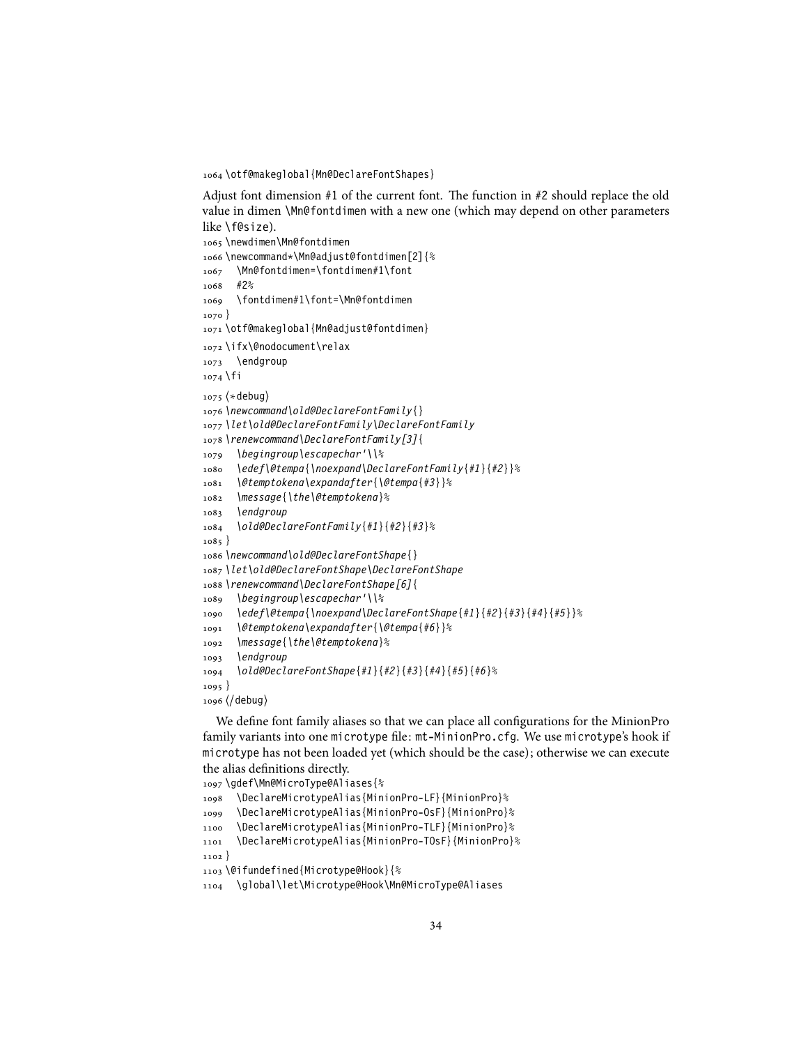```
1064 \otf@makeglobal{Mn@DeclareFontShapes}
```

Adjust font dimension #1 of the current font. The function in #2 should replace the old value in dimen \Mn@fontdimen with a new one (which may depend on other parameters like \f@size).

```
1065 \newdimen\Mn@fontdimen
1066 \newcommand*\Mn@adjust@fontdimen[2]{%
1067   \Mn@fontdimen=\fontdimen#1\font
1068   #2%
1069   \fontdimen#1\font=\Mn@fontdimen
1070 }
1071 \otf@makeglobal{Mn@adjust@fontdimen}
1072 \ifx\@nodocument\relax
1073   \endgroup
1074 \fi
1075 ⟨*debug⟩
1076 \newcommand\old@DeclareFontFamily{}
1077 \let\old@DeclareFontFamily\DeclareFontFamily
1078 \renewcommand\DeclareFontFamily[3]{
1079   \begingroup\escapechar'\\%
1080   \edef\@tempa{\noexpand\DeclareFontFamily{#1}{#2}}%
1081   \@temptokena\expandafter{\@tempa{#3}}%
1082   \message{\the\@temptokena}%
1083   \endgroup
1084   \old@DeclareFontFamily{#1}{#2}{#3}%
1085 }
1086 \newcommand\old@DeclareFontShape{}
1087 \let\old@DeclareFontShape\DeclareFontShape
1088 \renewcommand\DeclareFontShape[6]{
1089   \begingroup\escapechar'\\%
1090   \edef\@tempa{\noexpand\DeclareFontShape{#1}{#2}{#3}{#4}{#5}}%
1091   \@temptokena\expandafter{\@tempa{#6}}%
1092   \message{\the\@temptokena}%
1093   \endgroup
1094   \old@DeclareFontShape{#1}{#2}{#3}{#4}{#5}{#6}%
1095 }
1096 ⟨/debug⟩
```

We define font family aliases so that we can place all configurations for the MinionPro family variants into one microtype file: mt-MinionPro.cfg. We use microtype's hook if microtype has not been loaded yet (which should be the case); otherwise we can execute the alias definitions directly.

```
1097 \gdef\Mn@MicroType@Aliases{%
1098   \DeclareMicrotypeAlias{MinionPro-LF}{MinionPro}%
1099   \DeclareMicrotypeAlias{MinionPro-OsF}{MinionPro}%
1100   \DeclareMicrotypeAlias{MinionPro-TLF}{MinionPro}%
1101   \DeclareMicrotypeAlias{MinionPro-TOsF}{MinionPro}%
1102 }
1103 \@ifundefined{Microtype@Hook}{%
1104   \global\let\Microtype@Hook\Mn@MicroType@Aliases
```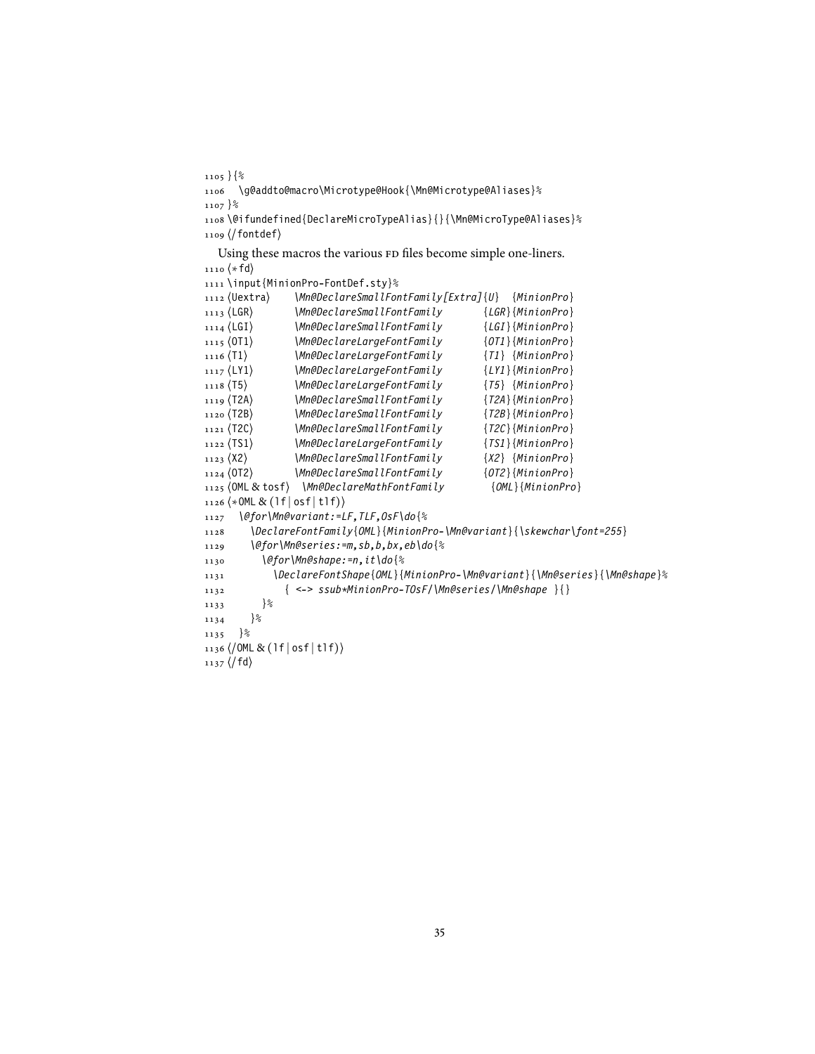```
1105 }{%
1106   \g@addto@macro\Microtype@Hook{\Mn@Microtype@Aliases}%
1107 }%
1108 \@ifundefined{DeclareMicroTypeAlias}{}{\Mn@MicroType@Aliases}%
1109 ⟨/fontdef⟩
```

Using these macros the various FD files become simple one-liners.

```
1110 ⟨*fd⟩
1111 \input{MinionPro-FontDef.sty}%
1112 ⟨Uextra⟩     \Mn@DeclareSmallFontFamily[Extra]{U}  {MinionPro}
1113 ⟨LGR⟩        \Mn@DeclareSmallFontFamily       {LGR}{MinionPro}
1114 ⟨LGI⟩        \Mn@DeclareSmallFontFamily       {LGI}{MinionPro}
1115 ⟨OT1⟩        \Mn@DeclareLargeFontFamily       {OT1}{MinionPro}
1116 ⟨T1⟩         \Mn@DeclareLargeFontFamily       {T1} {MinionPro}
1117 ⟨LY1⟩        \Mn@DeclareLargeFontFamily       {LY1}{MinionPro}
1118 ⟨T5⟩         \Mn@DeclareLargeFontFamily       {T5} {MinionPro}
1119 ⟨T2A⟩        \Mn@DeclareSmallFontFamily       {T2A}{MinionPro}
1120 ⟨T2B⟩        \Mn@DeclareSmallFontFamily       {T2B}{MinionPro}
1121 ⟨T2C⟩        \Mn@DeclareSmallFontFamily       {T2C}{MinionPro}
1122 ⟨TS1⟩        \Mn@DeclareLargeFontFamily       {TS1}{MinionPro}
1123 ⟨X2⟩         \Mn@DeclareSmallFontFamily       {X2} {MinionPro}
1124 ⟨OT2⟩        \Mn@DeclareSmallFontFamily       {OT2}{MinionPro}
1125 ⟨OML & tosf⟩  \Mn@DeclareMathFontFamily        {OML}{MinionPro}
1126 ⟨*OML & (lf | osf | tlf)⟩
1127   \@for\Mn@variant:=LF,TLF,OsF\do{%
1128     \DeclareFontFamily{OML}{MinionPro-\Mn@variant}{\skewchar\font=255}
1129     \@for\Mn@series:=m,sb,b,bx,eb\do{%
1130       \@for\Mn@shape:=n,it\do{%
1131         \DeclareFontShape{OML}{MinionPro-\Mn@variant}{\Mn@series}{\Mn@shape}%
1132           { <-> ssub*MinionPro-TOsF/\Mn@series/\Mn@shape }{}
1133       }%
1134     }%
1135   }%
1136 ⟨/OML & (lf | osf | tlf)⟩
1137 ⟨/fd⟩
```